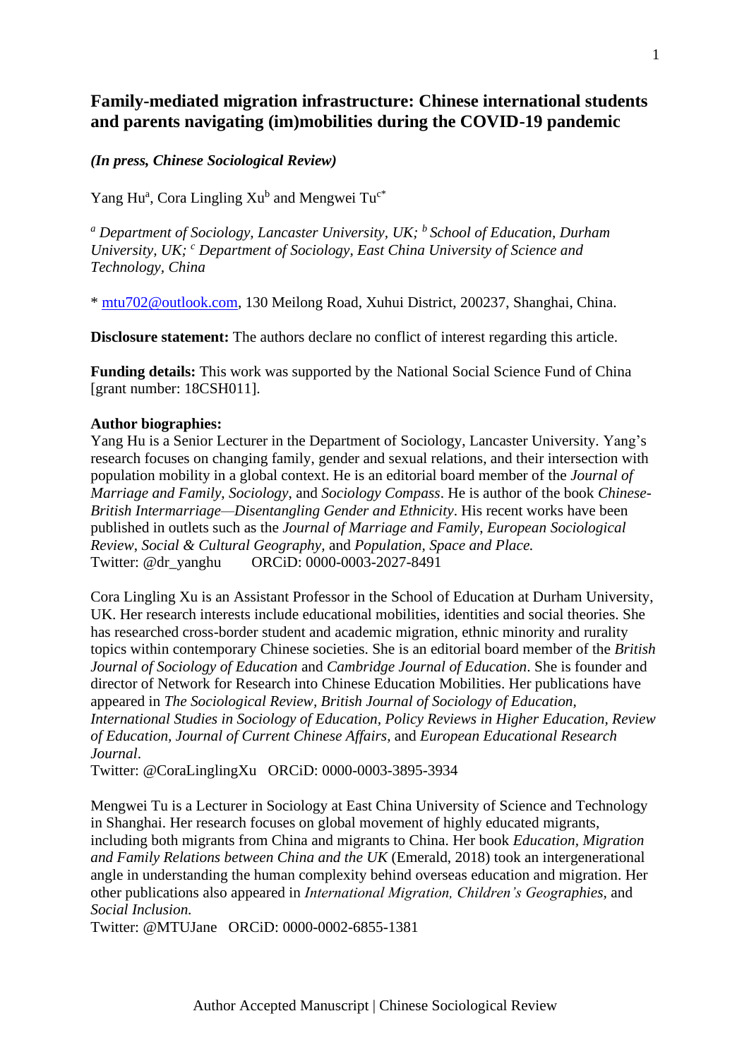# Family-mediated migration infrastructure: Chinese international students and parents navigating (im)mobilities during the COVID-19 pandemic

***(In press, Chinese Sociological Review)***

Yang Hu[a], Cora Lingling Xu[b] and Mengwei Tu[c*]

*[a] Department of Sociology, Lancaster University, UK; [b] School of Education, Durham University, UK; [c] Department of Sociology, East China University of Science and Technology, China*

* mtu702@outlook.com, 130 Meilong Road, Xuhui District, 200237, Shanghai, China.

**Disclosure statement:** The authors declare no conflict of interest regarding this article.

**Funding details:** This work was supported by the National Social Science Fund of China [grant number: 18CSH011].

**Author biographies:**

Yang Hu is a Senior Lecturer in the Department of Sociology, Lancaster University. Yang's research focuses on changing family, gender and sexual relations, and their intersection with population mobility in a global context. He is an editorial board member of the *Journal of Marriage and Family*, *Sociology*, and *Sociology Compass*. He is author of the book *Chinese-British Intermarriage—Disentangling Gender and Ethnicity*. His recent works have been published in outlets such as the *Journal of Marriage and Family*, *European Sociological Review*, *Social & Cultural Geography*, and *Population, Space and Place.*
Twitter: @dr_yanghu ORCiD: 0000-0003-2027-8491

Cora Lingling Xu is an Assistant Professor in the School of Education at Durham University, UK. Her research interests include educational mobilities, identities and social theories. She has researched cross-border student and academic migration, ethnic minority and rurality topics within contemporary Chinese societies. She is an editorial board member of the *British Journal of Sociology of Education* and *Cambridge Journal of Education*. She is founder and director of Network for Research into Chinese Education Mobilities. Her publications have appeared in *The Sociological Review*, *British Journal of Sociology of Education*, *International Studies in Sociology of Education*, *Policy Reviews in Higher Education*, *Review of Education*, *Journal of Current Chinese Affairs*, and *European Educational Research Journal*.
Twitter: @CoraLinglingXu ORCiD: 0000-0003-3895-3934

Mengwei Tu is a Lecturer in Sociology at East China University of Science and Technology in Shanghai. Her research focuses on global movement of highly educated migrants, including both migrants from China and migrants to China. Her book *Education, Migration and Family Relations between China and the UK* (Emerald, 2018) took an intergenerational angle in understanding the human complexity behind overseas education and migration. Her other publications also appeared in *International Migration, Children's Geographies,* and *Social Inclusion.*
Twitter: @MTUJane ORCiD: 0000-0002-6855-1381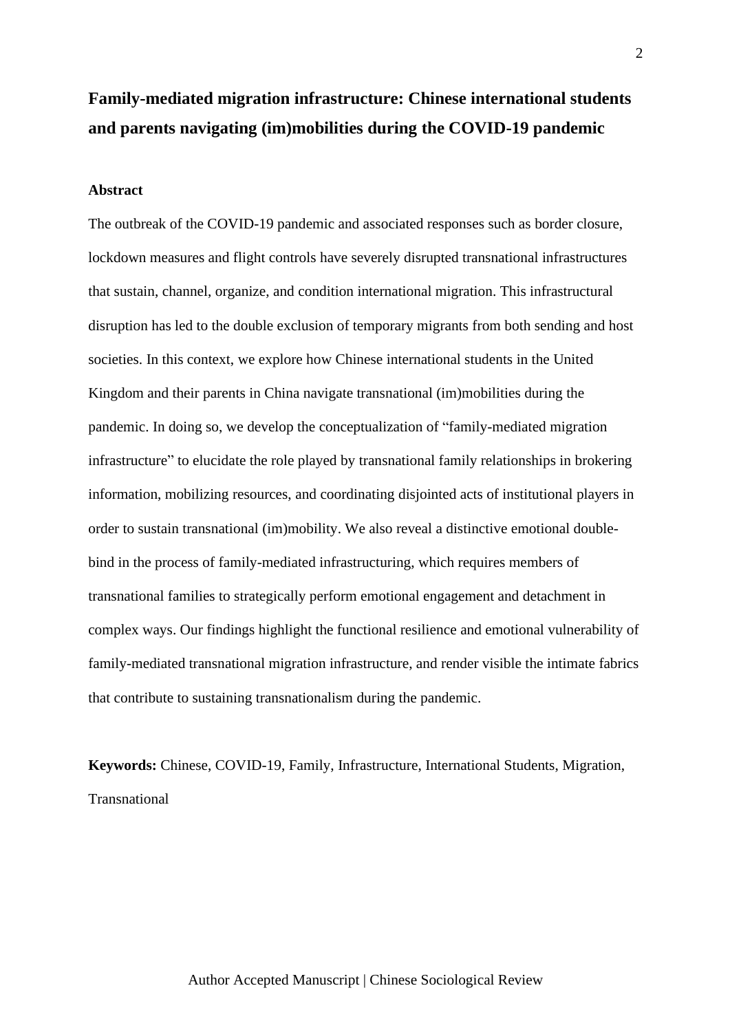# Family-mediated migration infrastructure: Chinese international students and parents navigating (im)mobilities during the COVID-19 pandemic

## Abstract

The outbreak of the COVID-19 pandemic and associated responses such as border closure, lockdown measures and flight controls have severely disrupted transnational infrastructures that sustain, channel, organize, and condition international migration. This infrastructural disruption has led to the double exclusion of temporary migrants from both sending and host societies. In this context, we explore how Chinese international students in the United Kingdom and their parents in China navigate transnational (im)mobilities during the pandemic. In doing so, we develop the conceptualization of "family-mediated migration infrastructure" to elucidate the role played by transnational family relationships in brokering information, mobilizing resources, and coordinating disjointed acts of institutional players in order to sustain transnational (im)mobility. We also reveal a distinctive emotional double-bind in the process of family-mediated infrastructuring, which requires members of transnational families to strategically perform emotional engagement and detachment in complex ways. Our findings highlight the functional resilience and emotional vulnerability of family-mediated transnational migration infrastructure, and render visible the intimate fabrics that contribute to sustaining transnationalism during the pandemic.

**Keywords:** Chinese, COVID-19, Family, Infrastructure, International Students, Migration, Transnational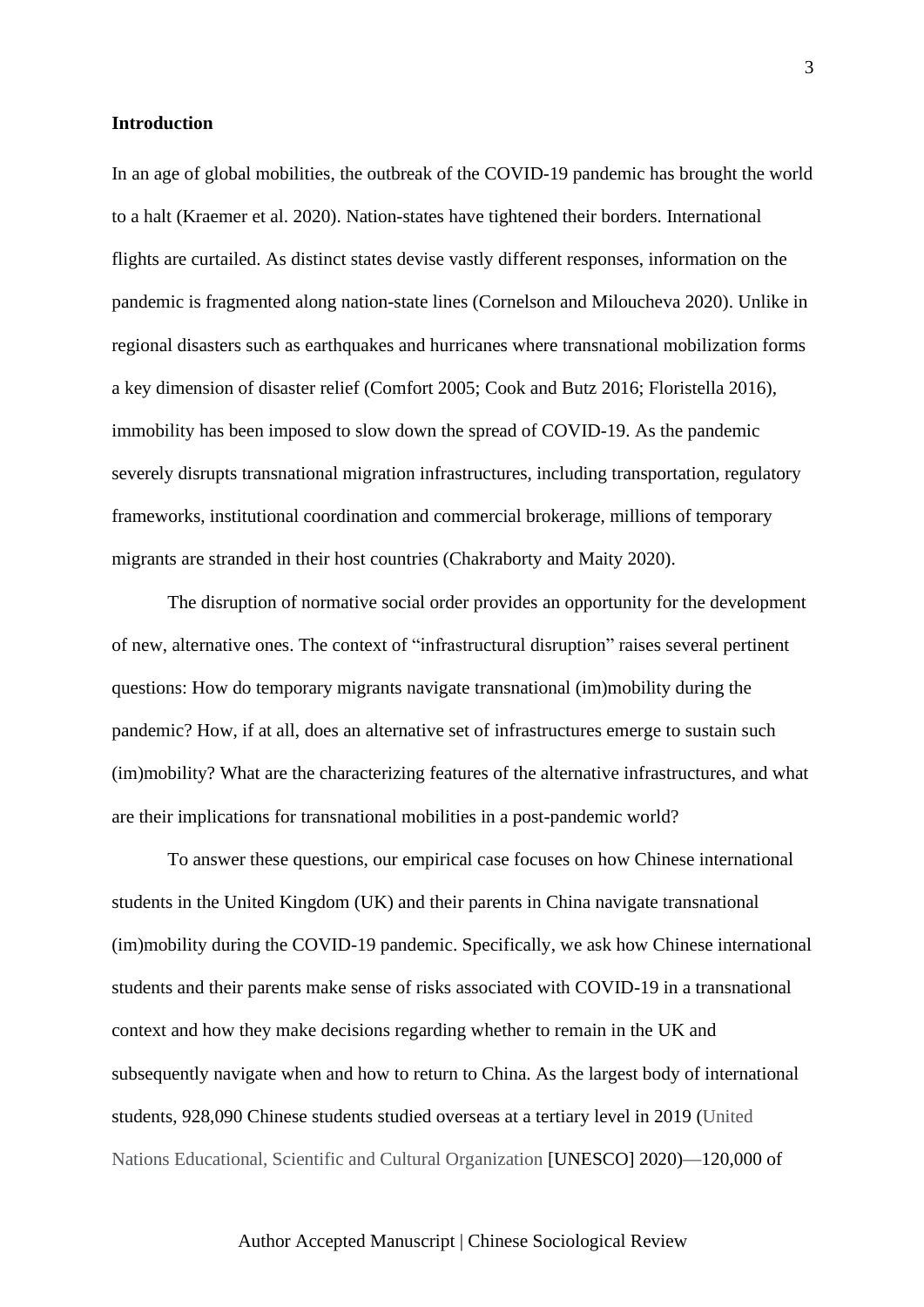## Introduction

In an age of global mobilities, the outbreak of the COVID-19 pandemic has brought the world to a halt (Kraemer et al. 2020). Nation-states have tightened their borders. International flights are curtailed. As distinct states devise vastly different responses, information on the pandemic is fragmented along nation-state lines (Cornelson and Miloucheva 2020). Unlike in regional disasters such as earthquakes and hurricanes where transnational mobilization forms a key dimension of disaster relief (Comfort 2005; Cook and Butz 2016; Floristella 2016), immobility has been imposed to slow down the spread of COVID-19. As the pandemic severely disrupts transnational migration infrastructures, including transportation, regulatory frameworks, institutional coordination and commercial brokerage, millions of temporary migrants are stranded in their host countries (Chakraborty and Maity 2020).

The disruption of normative social order provides an opportunity for the development of new, alternative ones. The context of "infrastructural disruption" raises several pertinent questions: How do temporary migrants navigate transnational (im)mobility during the pandemic? How, if at all, does an alternative set of infrastructures emerge to sustain such (im)mobility? What are the characterizing features of the alternative infrastructures, and what are their implications for transnational mobilities in a post-pandemic world?

To answer these questions, our empirical case focuses on how Chinese international students in the United Kingdom (UK) and their parents in China navigate transnational (im)mobility during the COVID-19 pandemic. Specifically, we ask how Chinese international students and their parents make sense of risks associated with COVID-19 in a transnational context and how they make decisions regarding whether to remain in the UK and subsequently navigate when and how to return to China. As the largest body of international students, 928,090 Chinese students studied overseas at a tertiary level in 2019 (United Nations Educational, Scientific and Cultural Organization [UNESCO] 2020)—120,000 of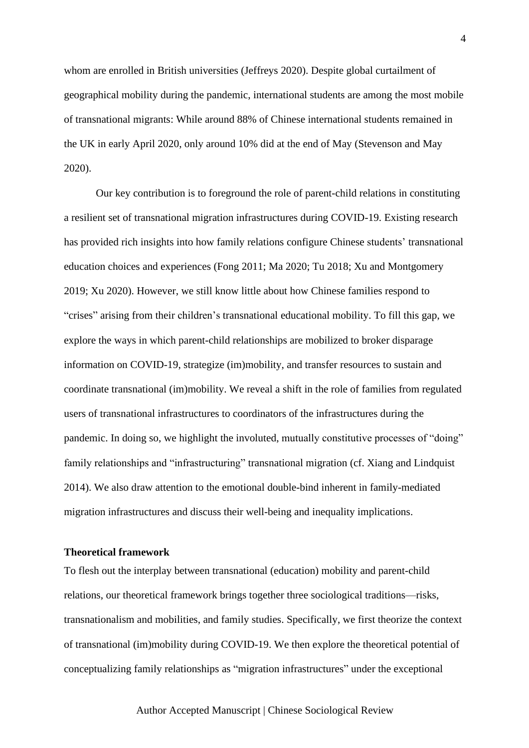whom are enrolled in British universities (Jeffreys 2020). Despite global curtailment of geographical mobility during the pandemic, international students are among the most mobile of transnational migrants: While around 88% of Chinese international students remained in the UK in early April 2020, only around 10% did at the end of May (Stevenson and May 2020).

Our key contribution is to foreground the role of parent-child relations in constituting a resilient set of transnational migration infrastructures during COVID-19. Existing research has provided rich insights into how family relations configure Chinese students' transnational education choices and experiences (Fong 2011; Ma 2020; Tu 2018; Xu and Montgomery 2019; Xu 2020). However, we still know little about how Chinese families respond to "crises" arising from their children's transnational educational mobility. To fill this gap, we explore the ways in which parent-child relationships are mobilized to broker disparage information on COVID-19, strategize (im)mobility, and transfer resources to sustain and coordinate transnational (im)mobility. We reveal a shift in the role of families from regulated users of transnational infrastructures to coordinators of the infrastructures during the pandemic. In doing so, we highlight the involuted, mutually constitutive processes of "doing" family relationships and "infrastructuring" transnational migration (cf. Xiang and Lindquist 2014). We also draw attention to the emotional double-bind inherent in family-mediated migration infrastructures and discuss their well-being and inequality implications.

## Theoretical framework

To flesh out the interplay between transnational (education) mobility and parent-child relations, our theoretical framework brings together three sociological traditions—risks, transnationalism and mobilities, and family studies. Specifically, we first theorize the context of transnational (im)mobility during COVID-19. We then explore the theoretical potential of conceptualizing family relationships as "migration infrastructures" under the exceptional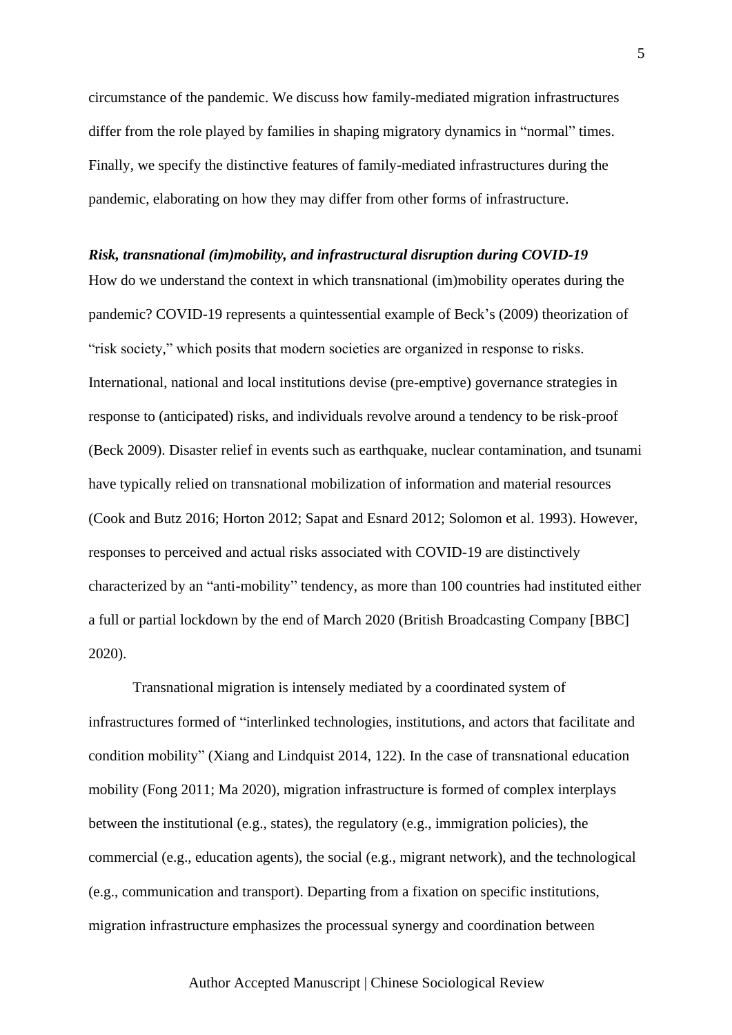circumstance of the pandemic. We discuss how family-mediated migration infrastructures differ from the role played by families in shaping migratory dynamics in "normal" times. Finally, we specify the distinctive features of family-mediated infrastructures during the pandemic, elaborating on how they may differ from other forms of infrastructure.

### *Risk, transnational (im)mobility, and infrastructural disruption during COVID-19*

How do we understand the context in which transnational (im)mobility operates during the pandemic? COVID-19 represents a quintessential example of Beck's (2009) theorization of "risk society," which posits that modern societies are organized in response to risks. International, national and local institutions devise (pre-emptive) governance strategies in response to (anticipated) risks, and individuals revolve around a tendency to be risk-proof (Beck 2009). Disaster relief in events such as earthquake, nuclear contamination, and tsunami have typically relied on transnational mobilization of information and material resources (Cook and Butz 2016; Horton 2012; Sapat and Esnard 2012; Solomon et al. 1993). However, responses to perceived and actual risks associated with COVID-19 are distinctively characterized by an "anti-mobility" tendency, as more than 100 countries had instituted either a full or partial lockdown by the end of March 2020 (British Broadcasting Company [BBC] 2020).

Transnational migration is intensely mediated by a coordinated system of infrastructures formed of "interlinked technologies, institutions, and actors that facilitate and condition mobility" (Xiang and Lindquist 2014, 122). In the case of transnational education mobility (Fong 2011; Ma 2020), migration infrastructure is formed of complex interplays between the institutional (e.g., states), the regulatory (e.g., immigration policies), the commercial (e.g., education agents), the social (e.g., migrant network), and the technological (e.g., communication and transport). Departing from a fixation on specific institutions, migration infrastructure emphasizes the processual synergy and coordination between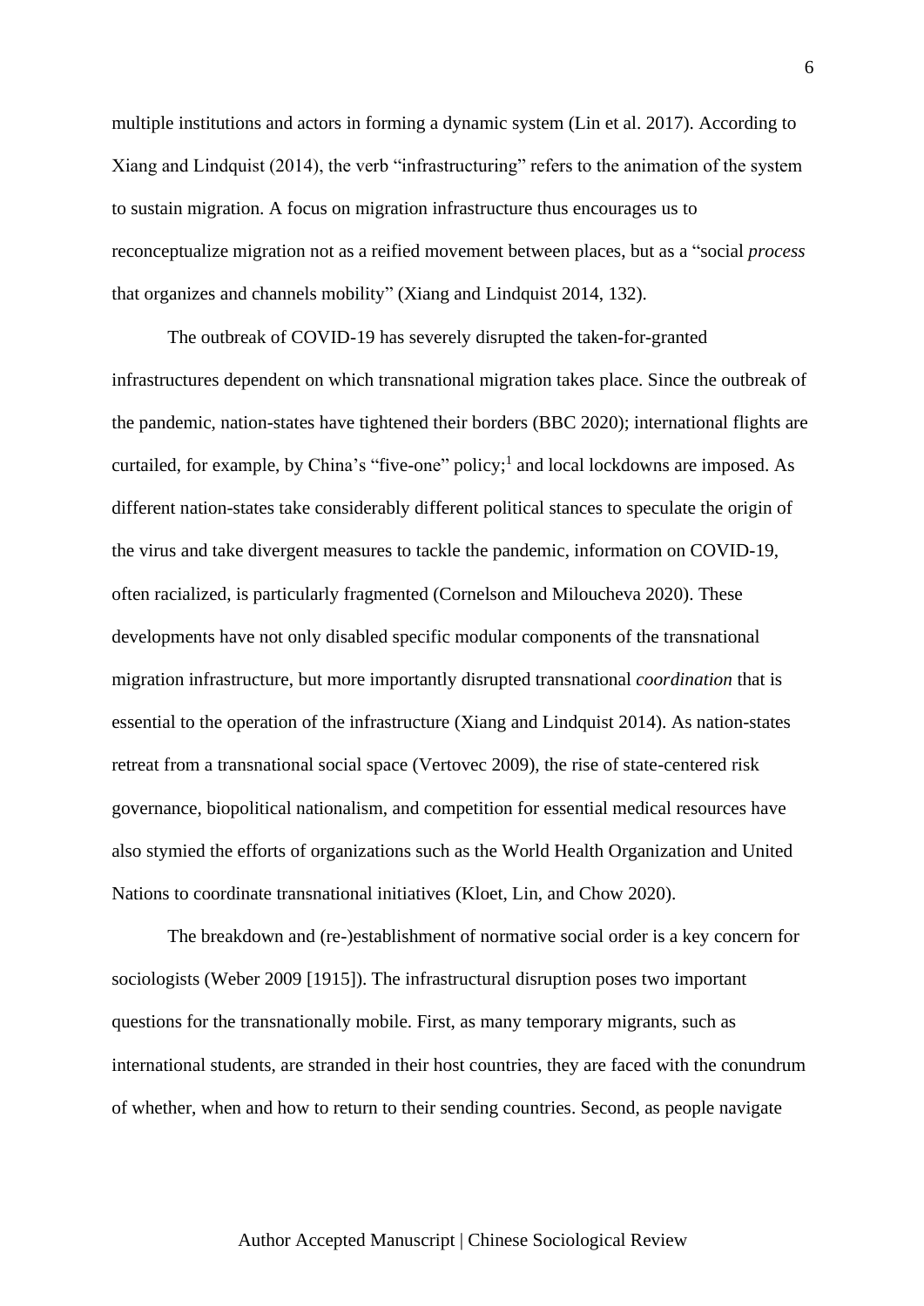multiple institutions and actors in forming a dynamic system (Lin et al. 2017). According to Xiang and Lindquist (2014), the verb "infrastructuring" refers to the animation of the system to sustain migration. A focus on migration infrastructure thus encourages us to reconceptualize migration not as a reified movement between places, but as a "social *process* that organizes and channels mobility" (Xiang and Lindquist 2014, 132).

The outbreak of COVID-19 has severely disrupted the taken-for-granted infrastructures dependent on which transnational migration takes place. Since the outbreak of the pandemic, nation-states have tightened their borders (BBC 2020); international flights are curtailed, for example, by China's "five-one" policy;[1] and local lockdowns are imposed. As different nation-states take considerably different political stances to speculate the origin of the virus and take divergent measures to tackle the pandemic, information on COVID-19, often racialized, is particularly fragmented (Cornelson and Miloucheva 2020). These developments have not only disabled specific modular components of the transnational migration infrastructure, but more importantly disrupted transnational *coordination* that is essential to the operation of the infrastructure (Xiang and Lindquist 2014). As nation-states retreat from a transnational social space (Vertovec 2009), the rise of state-centered risk governance, biopolitical nationalism, and competition for essential medical resources have also stymied the efforts of organizations such as the World Health Organization and United Nations to coordinate transnational initiatives (Kloet, Lin, and Chow 2020).

The breakdown and (re-)establishment of normative social order is a key concern for sociologists (Weber 2009 [1915]). The infrastructural disruption poses two important questions for the transnationally mobile. First, as many temporary migrants, such as international students, are stranded in their host countries, they are faced with the conundrum of whether, when and how to return to their sending countries. Second, as people navigate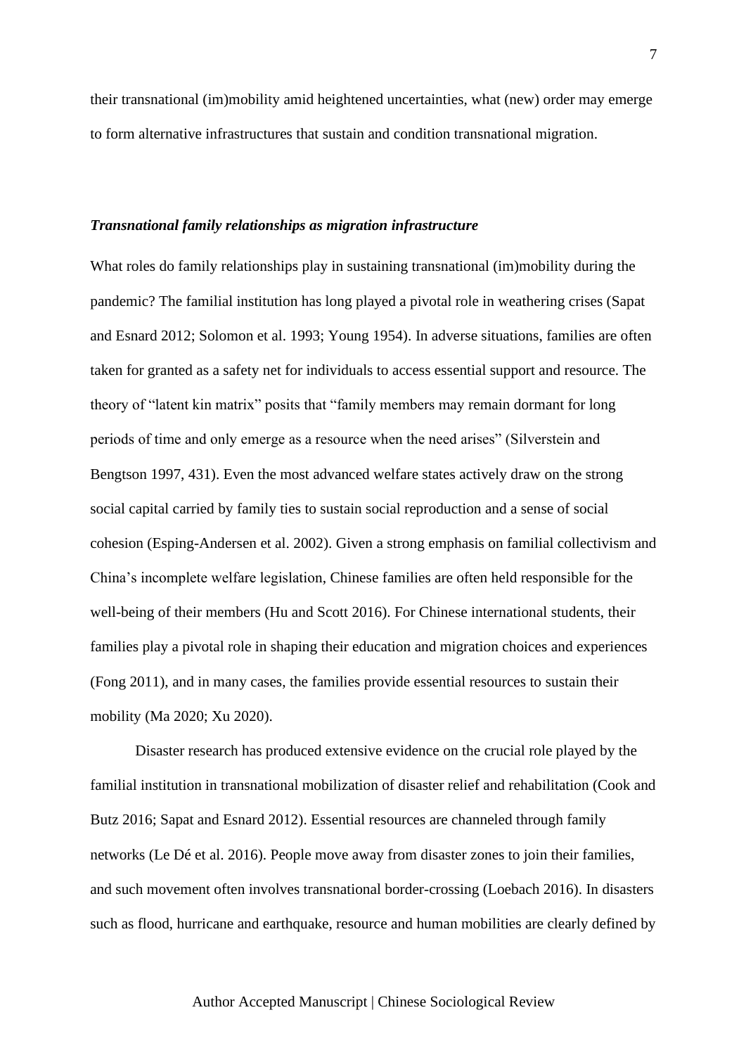their transnational (im)mobility amid heightened uncertainties, what (new) order may emerge to form alternative infrastructures that sustain and condition transnational migration.

### *Transnational family relationships as migration infrastructure*

What roles do family relationships play in sustaining transnational (im)mobility during the pandemic? The familial institution has long played a pivotal role in weathering crises (Sapat and Esnard 2012; Solomon et al. 1993; Young 1954). In adverse situations, families are often taken for granted as a safety net for individuals to access essential support and resource. The theory of "latent kin matrix" posits that "family members may remain dormant for long periods of time and only emerge as a resource when the need arises" (Silverstein and Bengtson 1997, 431). Even the most advanced welfare states actively draw on the strong social capital carried by family ties to sustain social reproduction and a sense of social cohesion (Esping-Andersen et al. 2002). Given a strong emphasis on familial collectivism and China's incomplete welfare legislation, Chinese families are often held responsible for the well-being of their members (Hu and Scott 2016). For Chinese international students, their families play a pivotal role in shaping their education and migration choices and experiences (Fong 2011), and in many cases, the families provide essential resources to sustain their mobility (Ma 2020; Xu 2020).

Disaster research has produced extensive evidence on the crucial role played by the familial institution in transnational mobilization of disaster relief and rehabilitation (Cook and Butz 2016; Sapat and Esnard 2012). Essential resources are channeled through family networks (Le Dé et al. 2016). People move away from disaster zones to join their families, and such movement often involves transnational border-crossing (Loebach 2016). In disasters such as flood, hurricane and earthquake, resource and human mobilities are clearly defined by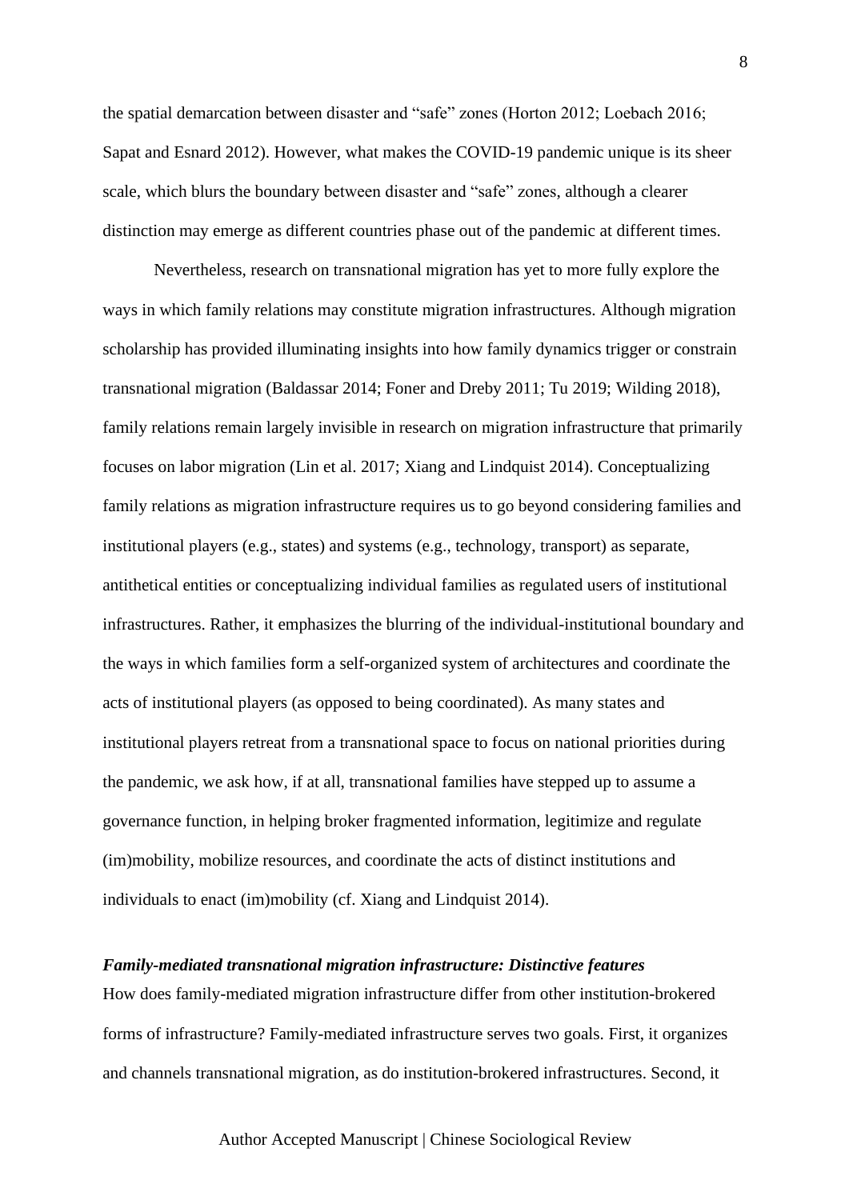the spatial demarcation between disaster and "safe" zones (Horton 2012; Loebach 2016; Sapat and Esnard 2012). However, what makes the COVID-19 pandemic unique is its sheer scale, which blurs the boundary between disaster and "safe" zones, although a clearer distinction may emerge as different countries phase out of the pandemic at different times.

Nevertheless, research on transnational migration has yet to more fully explore the ways in which family relations may constitute migration infrastructures. Although migration scholarship has provided illuminating insights into how family dynamics trigger or constrain transnational migration (Baldassar 2014; Foner and Dreby 2011; Tu 2019; Wilding 2018), family relations remain largely invisible in research on migration infrastructure that primarily focuses on labor migration (Lin et al. 2017; Xiang and Lindquist 2014). Conceptualizing family relations as migration infrastructure requires us to go beyond considering families and institutional players (e.g., states) and systems (e.g., technology, transport) as separate, antithetical entities or conceptualizing individual families as regulated users of institutional infrastructures. Rather, it emphasizes the blurring of the individual-institutional boundary and the ways in which families form a self-organized system of architectures and coordinate the acts of institutional players (as opposed to being coordinated). As many states and institutional players retreat from a transnational space to focus on national priorities during the pandemic, we ask how, if at all, transnational families have stepped up to assume a governance function, in helping broker fragmented information, legitimize and regulate (im)mobility, mobilize resources, and coordinate the acts of distinct institutions and individuals to enact (im)mobility (cf. Xiang and Lindquist 2014).

### *Family-mediated transnational migration infrastructure: Distinctive features*

How does family-mediated migration infrastructure differ from other institution-brokered forms of infrastructure? Family-mediated infrastructure serves two goals. First, it organizes and channels transnational migration, as do institution-brokered infrastructures. Second, it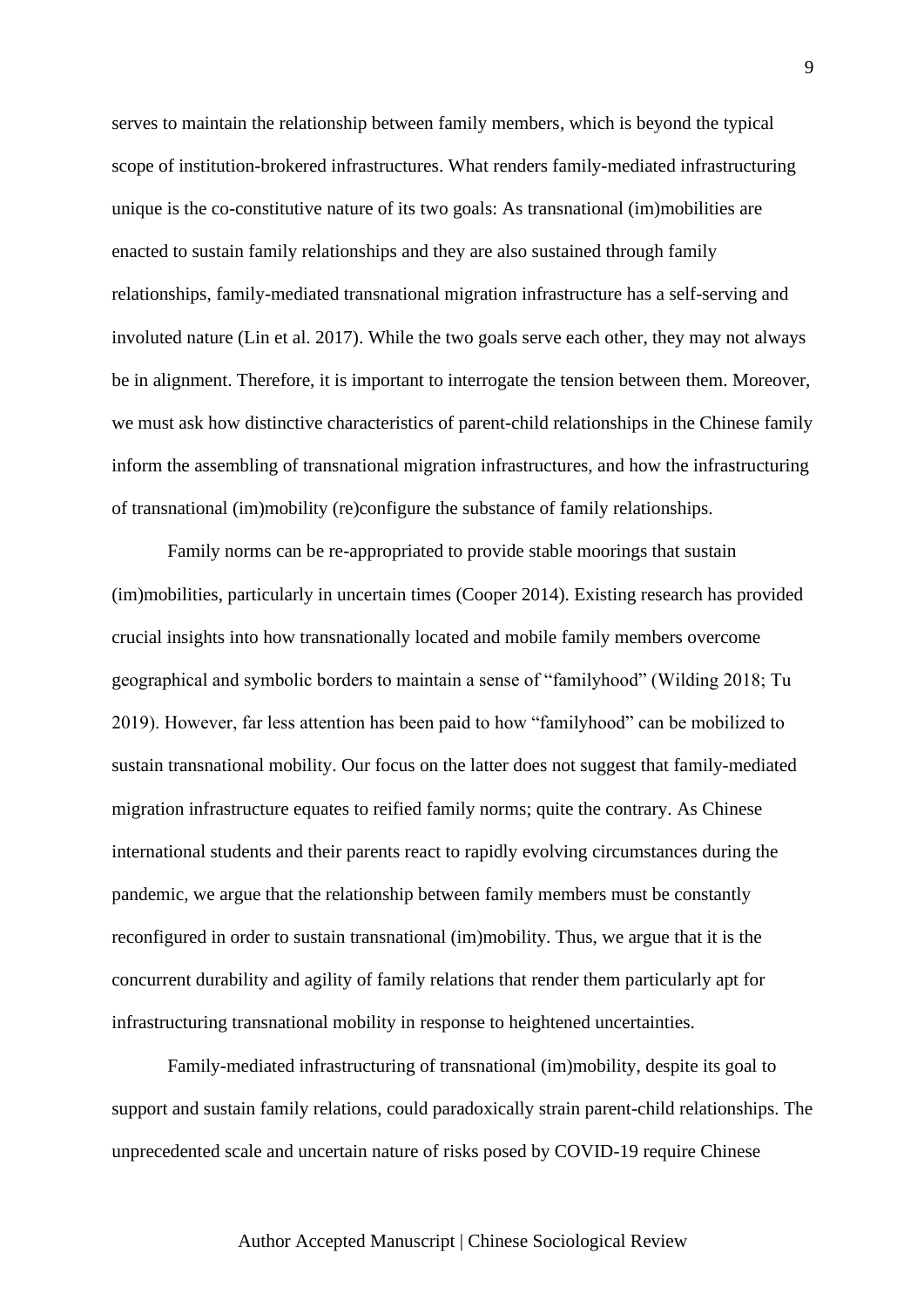serves to maintain the relationship between family members, which is beyond the typical scope of institution-brokered infrastructures. What renders family-mediated infrastructuring unique is the co-constitutive nature of its two goals: As transnational (im)mobilities are enacted to sustain family relationships and they are also sustained through family relationships, family-mediated transnational migration infrastructure has a self-serving and involuted nature (Lin et al. 2017). While the two goals serve each other, they may not always be in alignment. Therefore, it is important to interrogate the tension between them. Moreover, we must ask how distinctive characteristics of parent-child relationships in the Chinese family inform the assembling of transnational migration infrastructures, and how the infrastructuring of transnational (im)mobility (re)configure the substance of family relationships.

Family norms can be re-appropriated to provide stable moorings that sustain (im)mobilities, particularly in uncertain times (Cooper 2014). Existing research has provided crucial insights into how transnationally located and mobile family members overcome geographical and symbolic borders to maintain a sense of "familyhood" (Wilding 2018; Tu 2019). However, far less attention has been paid to how "familyhood" can be mobilized to sustain transnational mobility. Our focus on the latter does not suggest that family-mediated migration infrastructure equates to reified family norms; quite the contrary. As Chinese international students and their parents react to rapidly evolving circumstances during the pandemic, we argue that the relationship between family members must be constantly reconfigured in order to sustain transnational (im)mobility. Thus, we argue that it is the concurrent durability and agility of family relations that render them particularly apt for infrastructuring transnational mobility in response to heightened uncertainties.

Family-mediated infrastructuring of transnational (im)mobility, despite its goal to support and sustain family relations, could paradoxically strain parent-child relationships. The unprecedented scale and uncertain nature of risks posed by COVID-19 require Chinese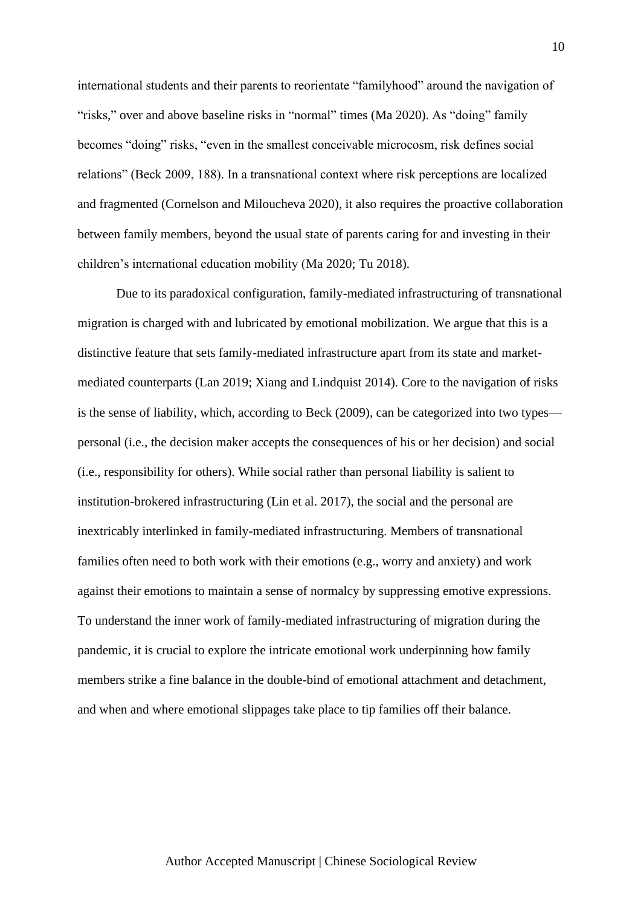international students and their parents to reorientate "familyhood" around the navigation of "risks," over and above baseline risks in "normal" times (Ma 2020). As "doing" family becomes "doing" risks, "even in the smallest conceivable microcosm, risk defines social relations" (Beck 2009, 188). In a transnational context where risk perceptions are localized and fragmented (Cornelson and Miloucheva 2020), it also requires the proactive collaboration between family members, beyond the usual state of parents caring for and investing in their children's international education mobility (Ma 2020; Tu 2018).

Due to its paradoxical configuration, family-mediated infrastructuring of transnational migration is charged with and lubricated by emotional mobilization. We argue that this is a distinctive feature that sets family-mediated infrastructure apart from its state and market-mediated counterparts (Lan 2019; Xiang and Lindquist 2014). Core to the navigation of risks is the sense of liability, which, according to Beck (2009), can be categorized into two types—personal (i.e., the decision maker accepts the consequences of his or her decision) and social (i.e., responsibility for others). While social rather than personal liability is salient to institution-brokered infrastructuring (Lin et al. 2017), the social and the personal are inextricably interlinked in family-mediated infrastructuring. Members of transnational families often need to both work with their emotions (e.g., worry and anxiety) and work against their emotions to maintain a sense of normalcy by suppressing emotive expressions. To understand the inner work of family-mediated infrastructuring of migration during the pandemic, it is crucial to explore the intricate emotional work underpinning how family members strike a fine balance in the double-bind of emotional attachment and detachment, and when and where emotional slippages take place to tip families off their balance.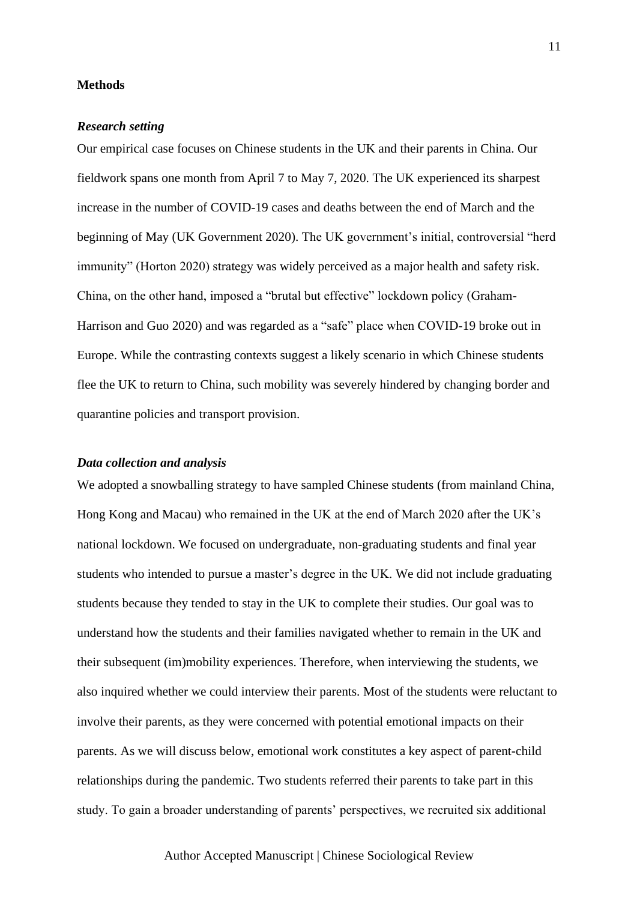## Methods

### *Research setting*

Our empirical case focuses on Chinese students in the UK and their parents in China. Our fieldwork spans one month from April 7 to May 7, 2020. The UK experienced its sharpest increase in the number of COVID-19 cases and deaths between the end of March and the beginning of May (UK Government 2020). The UK government's initial, controversial "herd immunity" (Horton 2020) strategy was widely perceived as a major health and safety risk. China, on the other hand, imposed a "brutal but effective" lockdown policy (Graham-Harrison and Guo 2020) and was regarded as a "safe" place when COVID-19 broke out in Europe. While the contrasting contexts suggest a likely scenario in which Chinese students flee the UK to return to China, such mobility was severely hindered by changing border and quarantine policies and transport provision.

### *Data collection and analysis*

We adopted a snowballing strategy to have sampled Chinese students (from mainland China, Hong Kong and Macau) who remained in the UK at the end of March 2020 after the UK's national lockdown. We focused on undergraduate, non-graduating students and final year students who intended to pursue a master's degree in the UK. We did not include graduating students because they tended to stay in the UK to complete their studies. Our goal was to understand how the students and their families navigated whether to remain in the UK and their subsequent (im)mobility experiences. Therefore, when interviewing the students, we also inquired whether we could interview their parents. Most of the students were reluctant to involve their parents, as they were concerned with potential emotional impacts on their parents. As we will discuss below, emotional work constitutes a key aspect of parent-child relationships during the pandemic. Two students referred their parents to take part in this study. To gain a broader understanding of parents' perspectives, we recruited six additional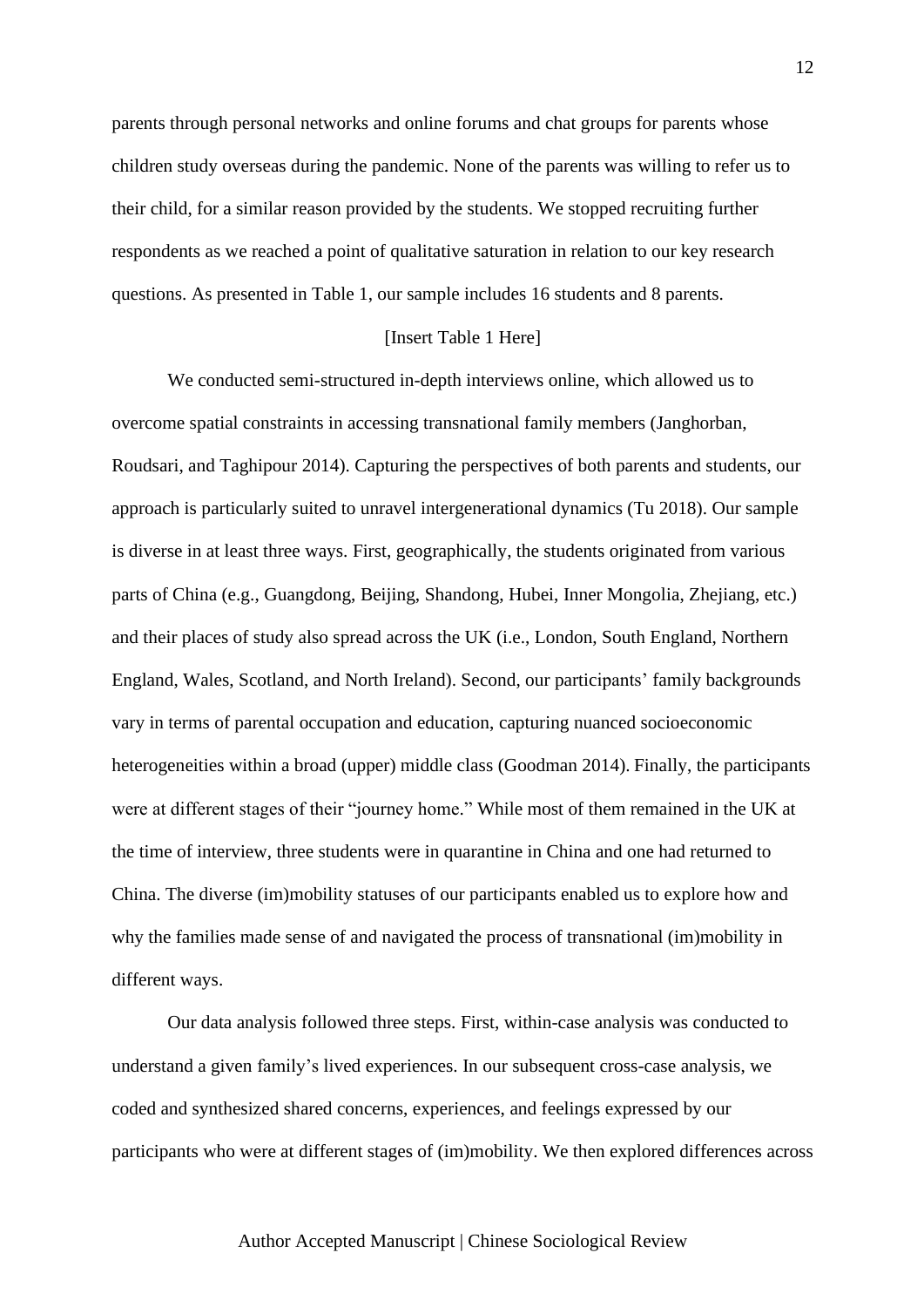parents through personal networks and online forums and chat groups for parents whose children study overseas during the pandemic. None of the parents was willing to refer us to their child, for a similar reason provided by the students. We stopped recruiting further respondents as we reached a point of qualitative saturation in relation to our key research questions. As presented in Table 1, our sample includes 16 students and 8 parents.

[Insert Table 1 Here]

We conducted semi-structured in-depth interviews online, which allowed us to overcome spatial constraints in accessing transnational family members (Janghorban, Roudsari, and Taghipour 2014). Capturing the perspectives of both parents and students, our approach is particularly suited to unravel intergenerational dynamics (Tu 2018). Our sample is diverse in at least three ways. First, geographically, the students originated from various parts of China (e.g., Guangdong, Beijing, Shandong, Hubei, Inner Mongolia, Zhejiang, etc.) and their places of study also spread across the UK (i.e., London, South England, Northern England, Wales, Scotland, and North Ireland). Second, our participants' family backgrounds vary in terms of parental occupation and education, capturing nuanced socioeconomic heterogeneities within a broad (upper) middle class (Goodman 2014). Finally, the participants were at different stages of their "journey home." While most of them remained in the UK at the time of interview, three students were in quarantine in China and one had returned to China. The diverse (im)mobility statuses of our participants enabled us to explore how and why the families made sense of and navigated the process of transnational (im)mobility in different ways.

Our data analysis followed three steps. First, within-case analysis was conducted to understand a given family's lived experiences. In our subsequent cross-case analysis, we coded and synthesized shared concerns, experiences, and feelings expressed by our participants who were at different stages of (im)mobility. We then explored differences across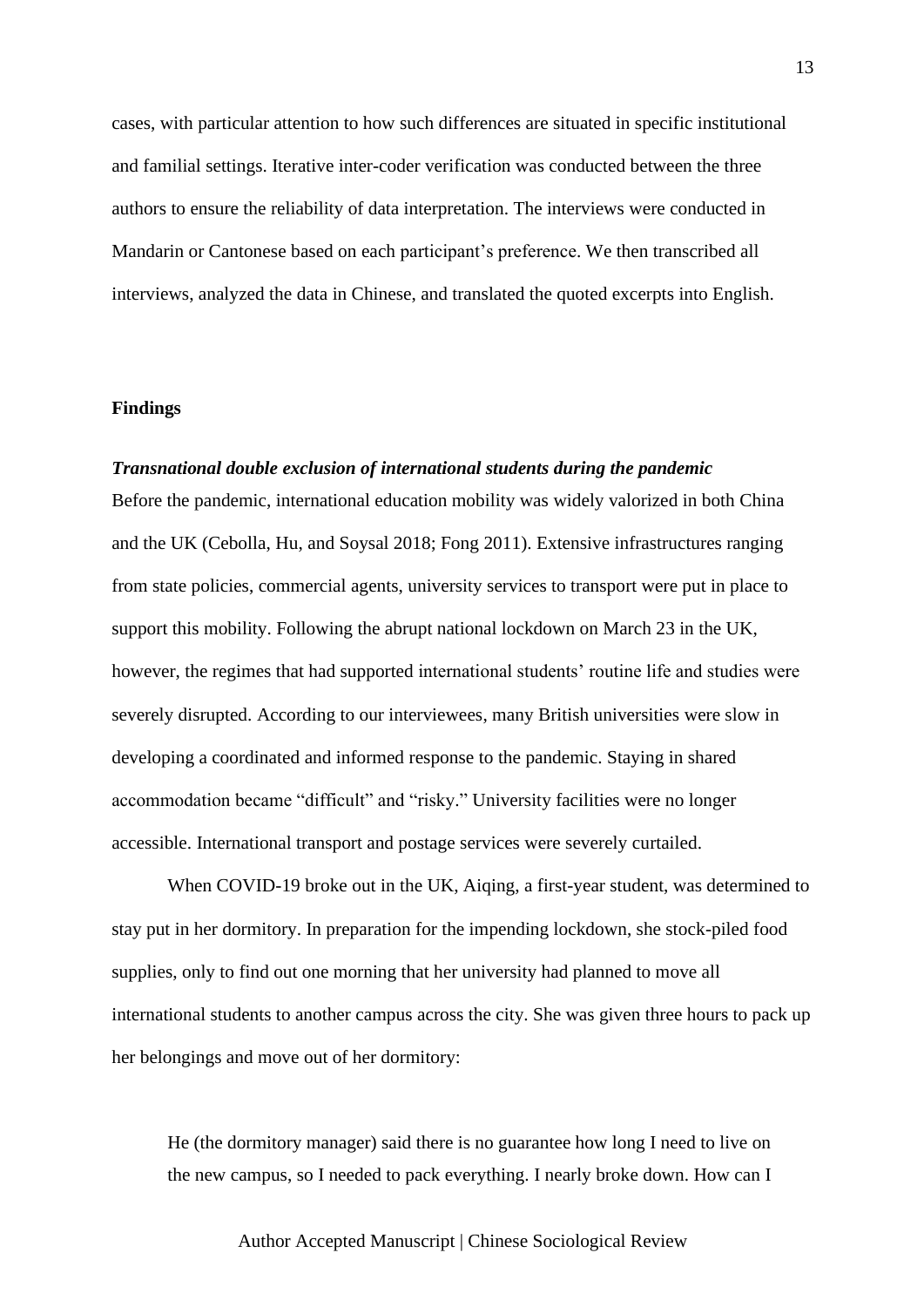cases, with particular attention to how such differences are situated in specific institutional and familial settings. Iterative inter-coder verification was conducted between the three authors to ensure the reliability of data interpretation. The interviews were conducted in Mandarin or Cantonese based on each participant's preference. We then transcribed all interviews, analyzed the data in Chinese, and translated the quoted excerpts into English.

## Findings

### *Transnational double exclusion of international students during the pandemic*

Before the pandemic, international education mobility was widely valorized in both China and the UK (Cebolla, Hu, and Soysal 2018; Fong 2011). Extensive infrastructures ranging from state policies, commercial agents, university services to transport were put in place to support this mobility. Following the abrupt national lockdown on March 23 in the UK, however, the regimes that had supported international students' routine life and studies were severely disrupted. According to our interviewees, many British universities were slow in developing a coordinated and informed response to the pandemic. Staying in shared accommodation became "difficult" and "risky." University facilities were no longer accessible. International transport and postage services were severely curtailed.

When COVID-19 broke out in the UK, Aiqing, a first-year student, was determined to stay put in her dormitory. In preparation for the impending lockdown, she stock-piled food supplies, only to find out one morning that her university had planned to move all international students to another campus across the city. She was given three hours to pack up her belongings and move out of her dormitory:

> He (the dormitory manager) said there is no guarantee how long I need to live on the new campus, so I needed to pack everything. I nearly broke down. How can I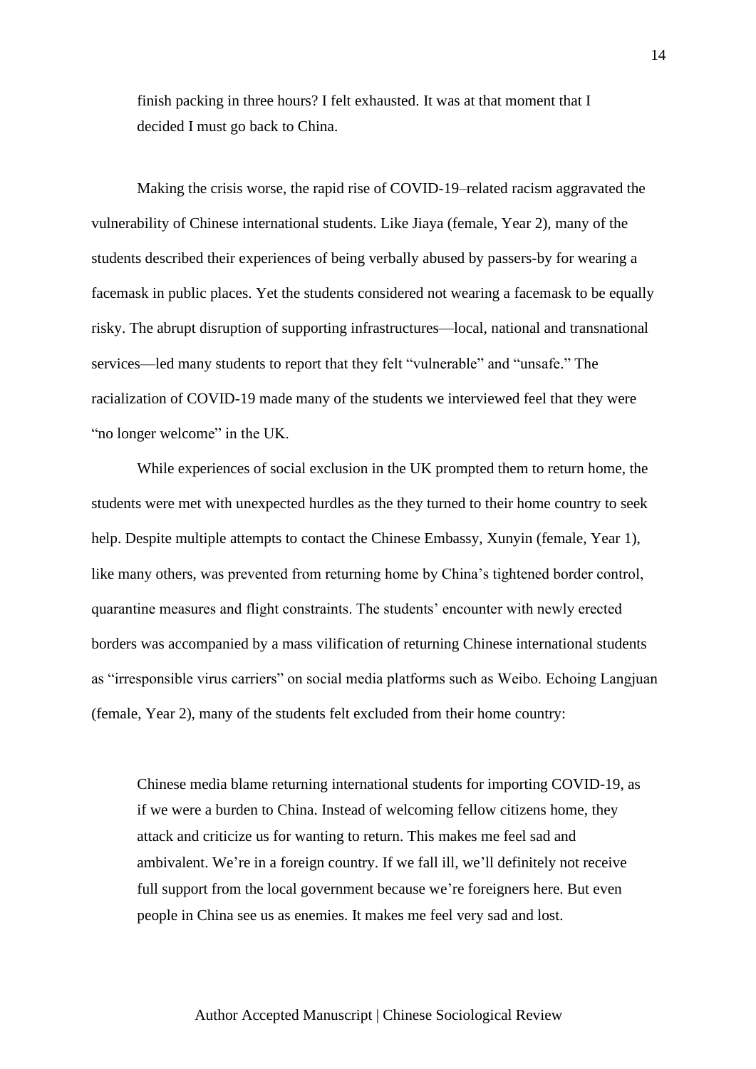> finish packing in three hours? I felt exhausted. It was at that moment that I decided I must go back to China.

Making the crisis worse, the rapid rise of COVID-19–related racism aggravated the vulnerability of Chinese international students. Like Jiaya (female, Year 2), many of the students described their experiences of being verbally abused by passers-by for wearing a facemask in public places. Yet the students considered not wearing a facemask to be equally risky. The abrupt disruption of supporting infrastructures—local, national and transnational services—led many students to report that they felt "vulnerable" and "unsafe." The racialization of COVID-19 made many of the students we interviewed feel that they were "no longer welcome" in the UK.

While experiences of social exclusion in the UK prompted them to return home, the students were met with unexpected hurdles as the they turned to their home country to seek help. Despite multiple attempts to contact the Chinese Embassy, Xunyin (female, Year 1), like many others, was prevented from returning home by China's tightened border control, quarantine measures and flight constraints. The students' encounter with newly erected borders was accompanied by a mass vilification of returning Chinese international students as "irresponsible virus carriers" on social media platforms such as Weibo. Echoing Langjuan (female, Year 2), many of the students felt excluded from their home country:

> Chinese media blame returning international students for importing COVID-19, as if we were a burden to China. Instead of welcoming fellow citizens home, they attack and criticize us for wanting to return. This makes me feel sad and ambivalent. We're in a foreign country. If we fall ill, we'll definitely not receive full support from the local government because we're foreigners here. But even people in China see us as enemies. It makes me feel very sad and lost.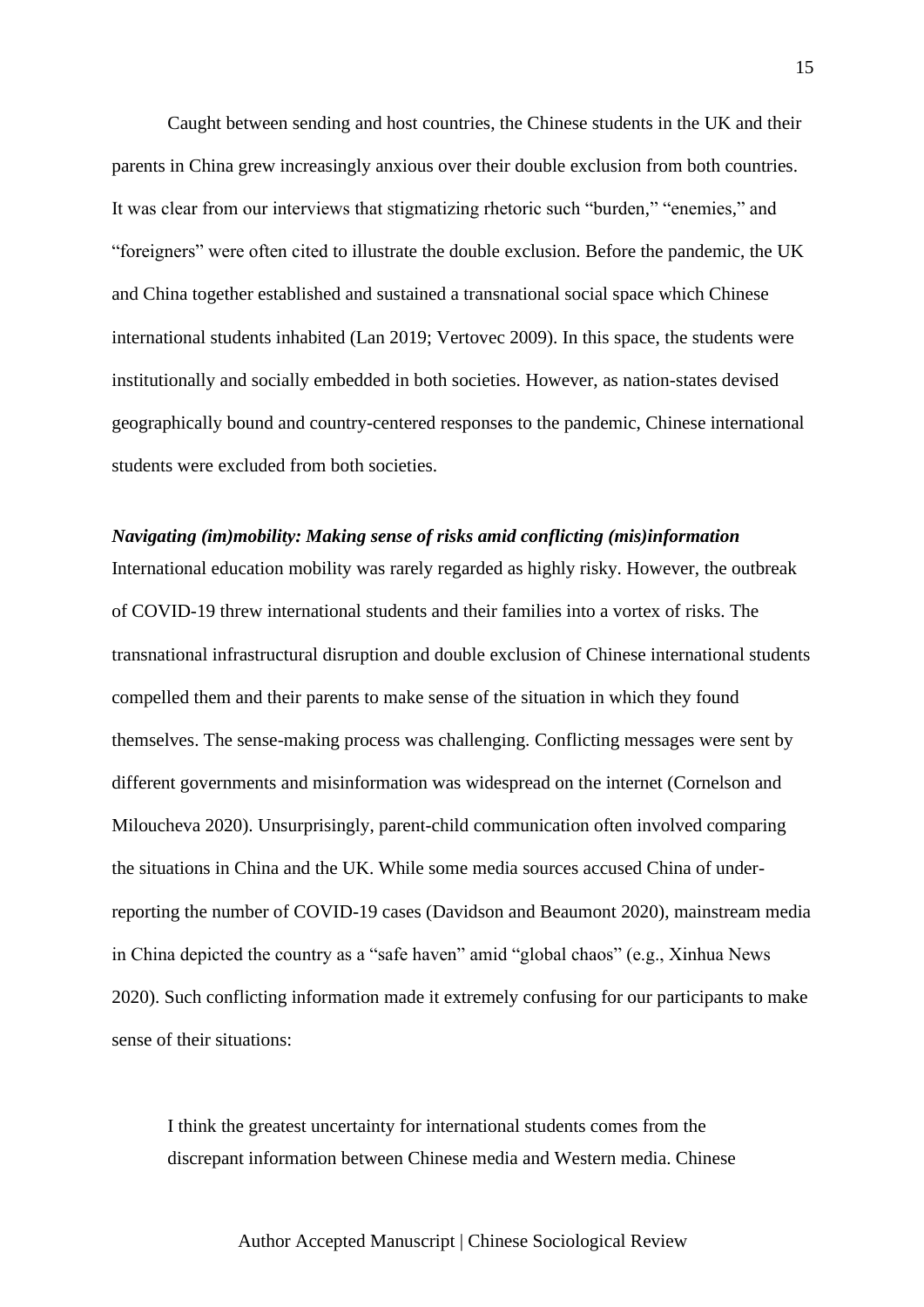Caught between sending and host countries, the Chinese students in the UK and their parents in China grew increasingly anxious over their double exclusion from both countries. It was clear from our interviews that stigmatizing rhetoric such "burden," "enemies," and "foreigners" were often cited to illustrate the double exclusion. Before the pandemic, the UK and China together established and sustained a transnational social space which Chinese international students inhabited (Lan 2019; Vertovec 2009). In this space, the students were institutionally and socially embedded in both societies. However, as nation-states devised geographically bound and country-centered responses to the pandemic, Chinese international students were excluded from both societies.

### *Navigating (im)mobility: Making sense of risks amid conflicting (mis)information*

International education mobility was rarely regarded as highly risky. However, the outbreak of COVID-19 threw international students and their families into a vortex of risks. The transnational infrastructural disruption and double exclusion of Chinese international students compelled them and their parents to make sense of the situation in which they found themselves. The sense-making process was challenging. Conflicting messages were sent by different governments and misinformation was widespread on the internet (Cornelson and Miloucheva 2020). Unsurprisingly, parent-child communication often involved comparing the situations in China and the UK. While some media sources accused China of under-reporting the number of COVID-19 cases (Davidson and Beaumont 2020), mainstream media in China depicted the country as a "safe haven" amid "global chaos" (e.g., Xinhua News 2020). Such conflicting information made it extremely confusing for our participants to make sense of their situations:

> I think the greatest uncertainty for international students comes from the discrepant information between Chinese media and Western media. Chinese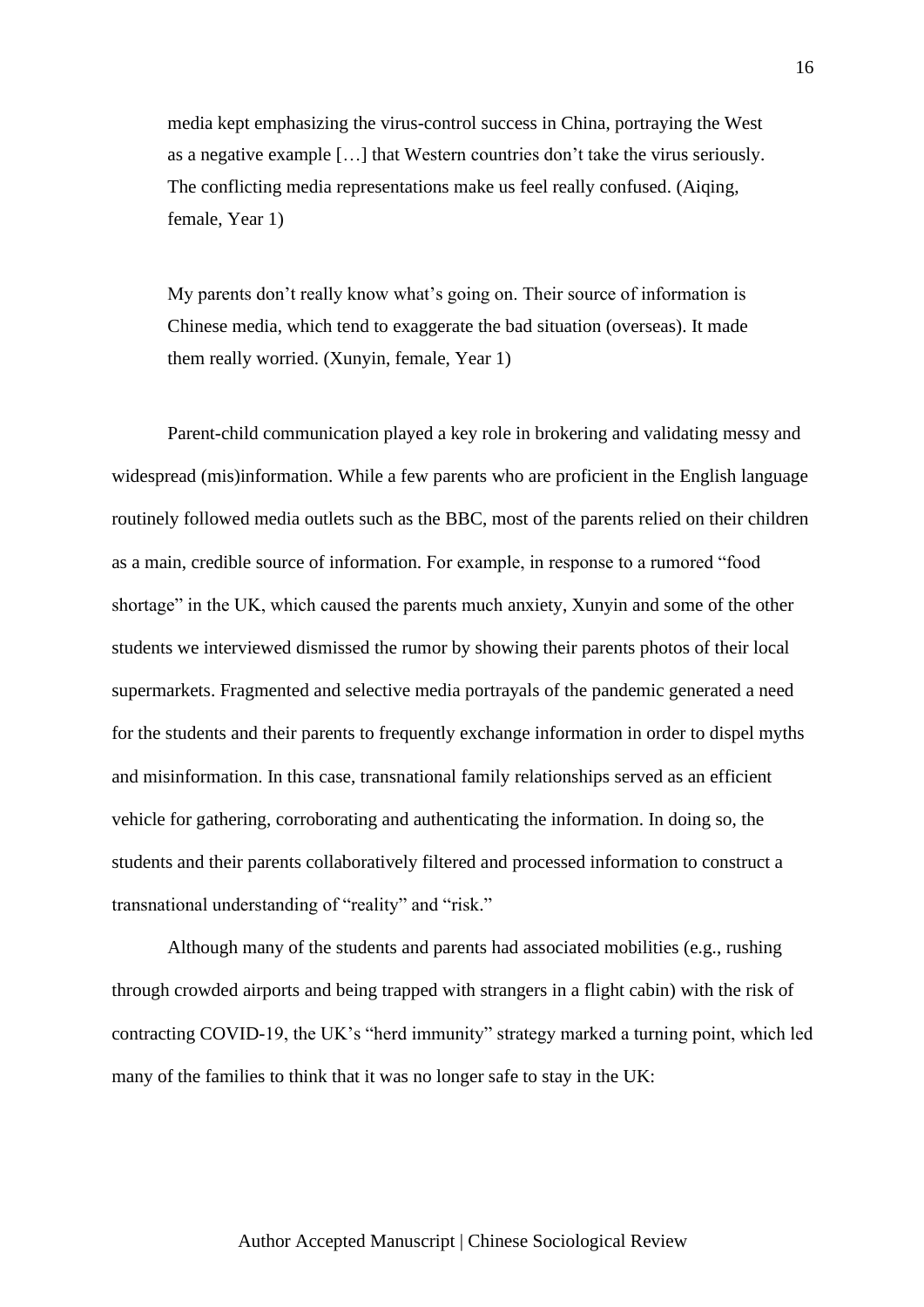> media kept emphasizing the virus-control success in China, portraying the West as a negative example […] that Western countries don't take the virus seriously. The conflicting media representations make us feel really confused. (Aiqing, female, Year 1)

> My parents don't really know what's going on. Their source of information is Chinese media, which tend to exaggerate the bad situation (overseas). It made them really worried. (Xunyin, female, Year 1)

Parent-child communication played a key role in brokering and validating messy and widespread (mis)information. While a few parents who are proficient in the English language routinely followed media outlets such as the BBC, most of the parents relied on their children as a main, credible source of information. For example, in response to a rumored "food shortage" in the UK, which caused the parents much anxiety, Xunyin and some of the other students we interviewed dismissed the rumor by showing their parents photos of their local supermarkets. Fragmented and selective media portrayals of the pandemic generated a need for the students and their parents to frequently exchange information in order to dispel myths and misinformation. In this case, transnational family relationships served as an efficient vehicle for gathering, corroborating and authenticating the information. In doing so, the students and their parents collaboratively filtered and processed information to construct a transnational understanding of "reality" and "risk."

Although many of the students and parents had associated mobilities (e.g., rushing through crowded airports and being trapped with strangers in a flight cabin) with the risk of contracting COVID-19, the UK's "herd immunity" strategy marked a turning point, which led many of the families to think that it was no longer safe to stay in the UK: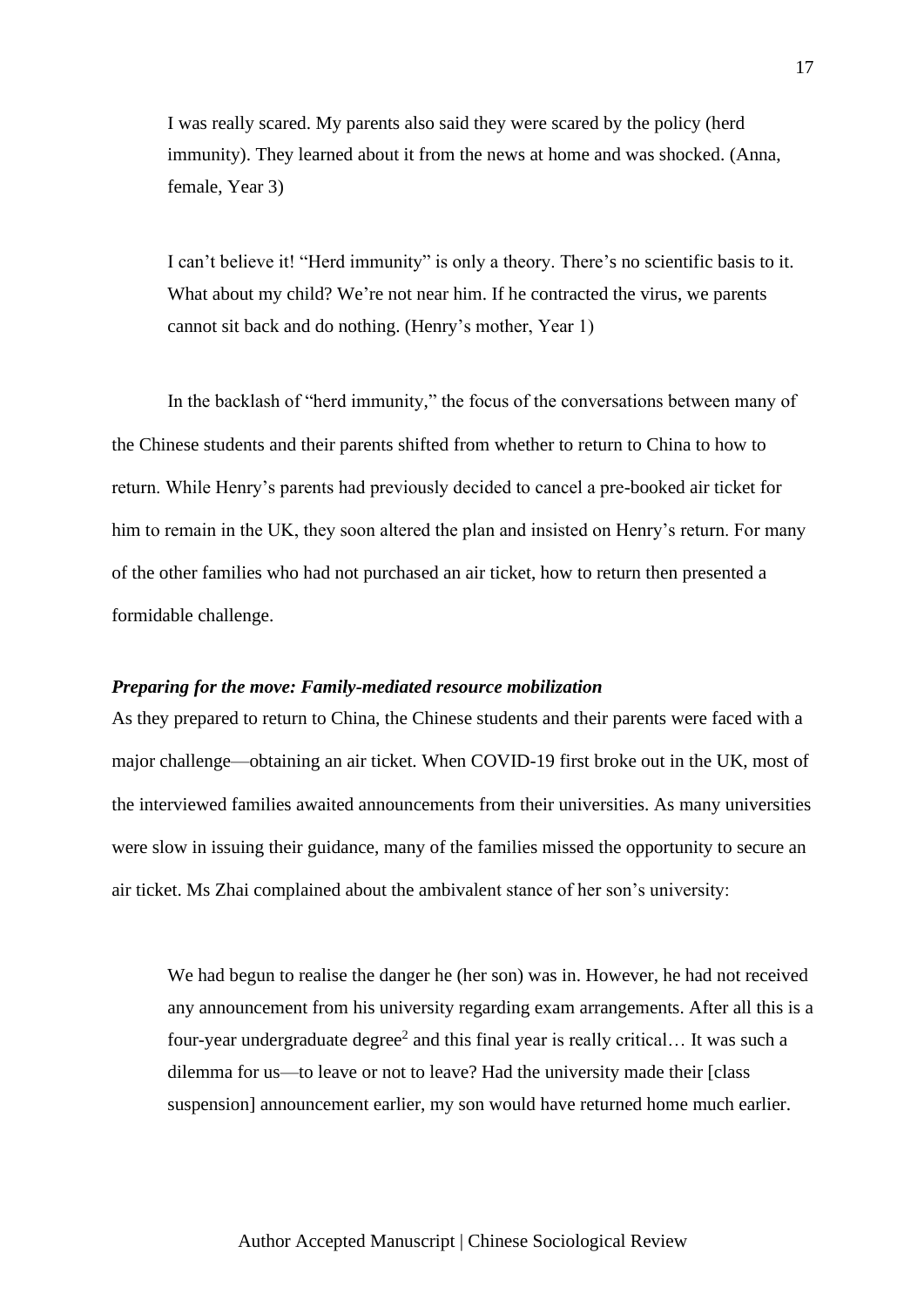> I was really scared. My parents also said they were scared by the policy (herd immunity). They learned about it from the news at home and was shocked. (Anna, female, Year 3)

> I can't believe it! "Herd immunity" is only a theory. There's no scientific basis to it. What about my child? We're not near him. If he contracted the virus, we parents cannot sit back and do nothing. (Henry's mother, Year 1)

In the backlash of "herd immunity," the focus of the conversations between many of the Chinese students and their parents shifted from whether to return to China to how to return. While Henry's parents had previously decided to cancel a pre-booked air ticket for him to remain in the UK, they soon altered the plan and insisted on Henry's return. For many of the other families who had not purchased an air ticket, how to return then presented a formidable challenge.

***Preparing for the move: Family-mediated resource mobilization***

As they prepared to return to China, the Chinese students and their parents were faced with a major challenge—obtaining an air ticket. When COVID-19 first broke out in the UK, most of the interviewed families awaited announcements from their universities. As many universities were slow in issuing their guidance, many of the families missed the opportunity to secure an air ticket. Ms Zhai complained about the ambivalent stance of her son's university:

> We had begun to realise the danger he (her son) was in. However, he had not received any announcement from his university regarding exam arrangements. After all this is a four-year undergraduate degree[2] and this final year is really critical… It was such a dilemma for us—to leave or not to leave? Had the university made their [class suspension] announcement earlier, my son would have returned home much earlier.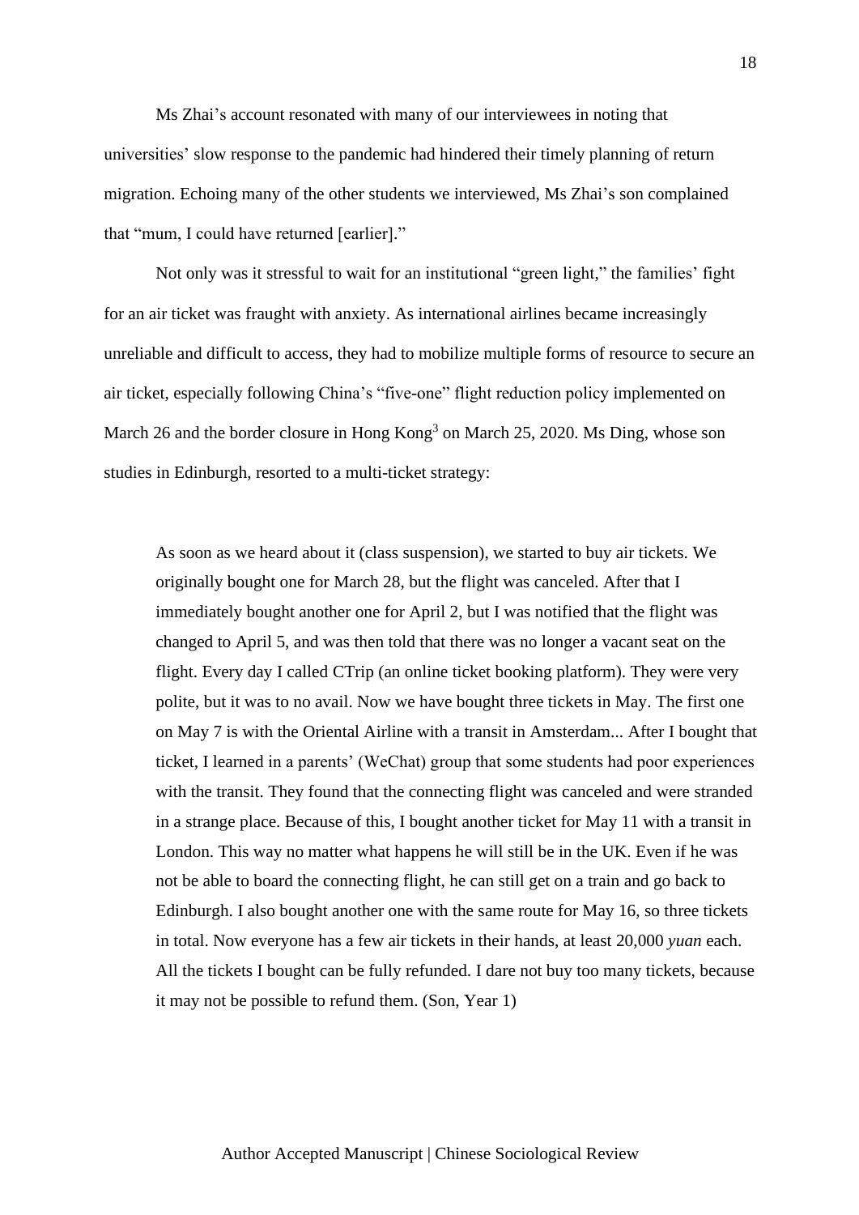Ms Zhai's account resonated with many of our interviewees in noting that universities' slow response to the pandemic had hindered their timely planning of return migration. Echoing many of the other students we interviewed, Ms Zhai's son complained that "mum, I could have returned [earlier]."

Not only was it stressful to wait for an institutional "green light," the families' fight for an air ticket was fraught with anxiety. As international airlines became increasingly unreliable and difficult to access, they had to mobilize multiple forms of resource to secure an air ticket, especially following China's "five-one" flight reduction policy implemented on March 26 and the border closure in Hong Kong[3] on March 25, 2020. Ms Ding, whose son studies in Edinburgh, resorted to a multi-ticket strategy:

> As soon as we heard about it (class suspension), we started to buy air tickets. We originally bought one for March 28, but the flight was canceled. After that I immediately bought another one for April 2, but I was notified that the flight was changed to April 5, and was then told that there was no longer a vacant seat on the flight. Every day I called CTrip (an online ticket booking platform). They were very polite, but it was to no avail. Now we have bought three tickets in May. The first one on May 7 is with the Oriental Airline with a transit in Amsterdam... After I bought that ticket, I learned in a parents' (WeChat) group that some students had poor experiences with the transit. They found that the connecting flight was canceled and were stranded in a strange place. Because of this, I bought another ticket for May 11 with a transit in London. This way no matter what happens he will still be in the UK. Even if he was not be able to board the connecting flight, he can still get on a train and go back to Edinburgh. I also bought another one with the same route for May 16, so three tickets in total. Now everyone has a few air tickets in their hands, at least 20,000 *yuan* each. All the tickets I bought can be fully refunded. I dare not buy too many tickets, because it may not be possible to refund them. (Son, Year 1)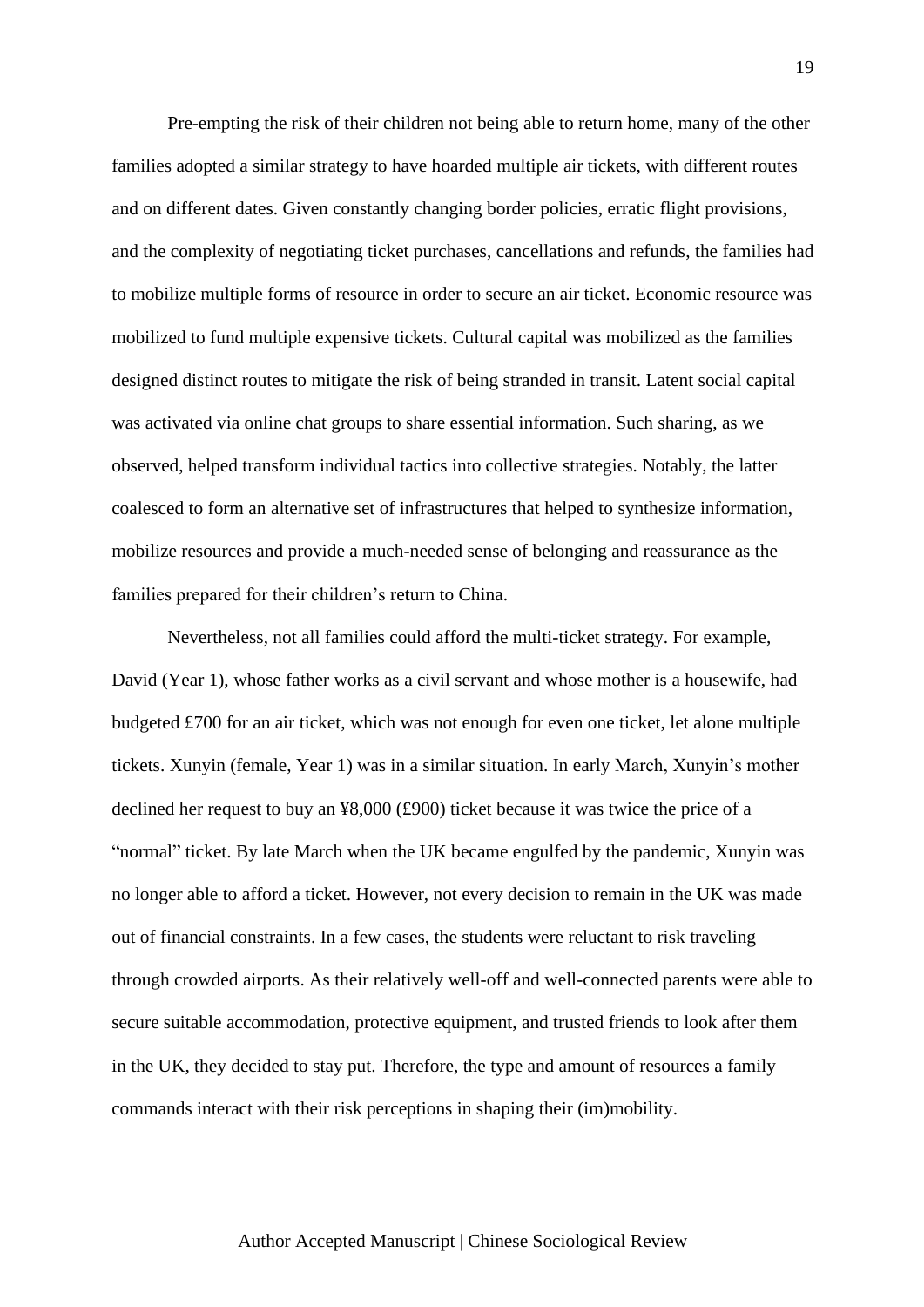Pre-empting the risk of their children not being able to return home, many of the other families adopted a similar strategy to have hoarded multiple air tickets, with different routes and on different dates. Given constantly changing border policies, erratic flight provisions, and the complexity of negotiating ticket purchases, cancellations and refunds, the families had to mobilize multiple forms of resource in order to secure an air ticket. Economic resource was mobilized to fund multiple expensive tickets. Cultural capital was mobilized as the families designed distinct routes to mitigate the risk of being stranded in transit. Latent social capital was activated via online chat groups to share essential information. Such sharing, as we observed, helped transform individual tactics into collective strategies. Notably, the latter coalesced to form an alternative set of infrastructures that helped to synthesize information, mobilize resources and provide a much-needed sense of belonging and reassurance as the families prepared for their children's return to China.

Nevertheless, not all families could afford the multi-ticket strategy. For example, David (Year 1), whose father works as a civil servant and whose mother is a housewife, had budgeted £700 for an air ticket, which was not enough for even one ticket, let alone multiple tickets. Xunyin (female, Year 1) was in a similar situation. In early March, Xunyin's mother declined her request to buy an ¥8,000 (£900) ticket because it was twice the price of a "normal" ticket. By late March when the UK became engulfed by the pandemic, Xunyin was no longer able to afford a ticket. However, not every decision to remain in the UK was made out of financial constraints. In a few cases, the students were reluctant to risk traveling through crowded airports. As their relatively well-off and well-connected parents were able to secure suitable accommodation, protective equipment, and trusted friends to look after them in the UK, they decided to stay put. Therefore, the type and amount of resources a family commands interact with their risk perceptions in shaping their (im)mobility.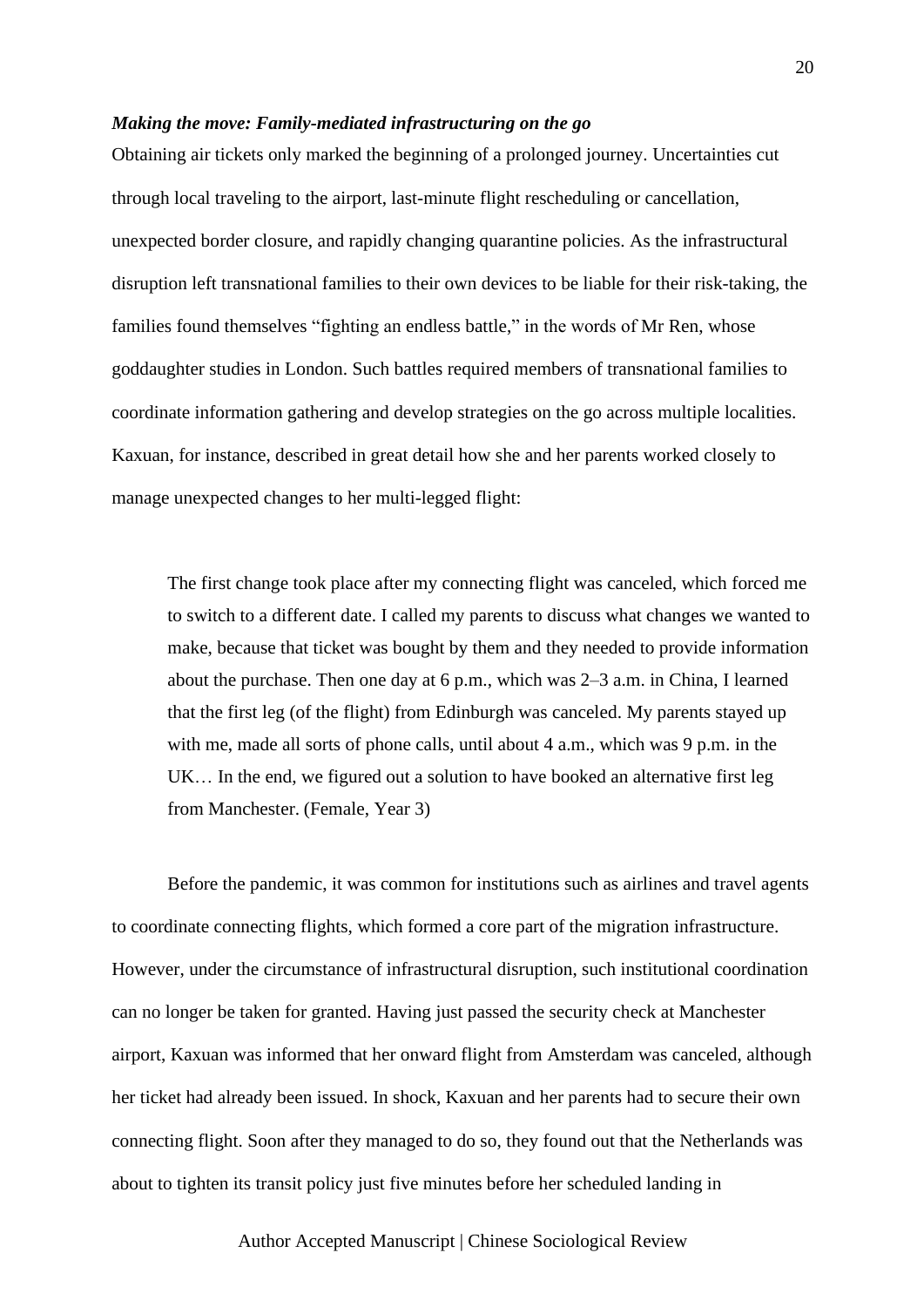### *Making the move: Family-mediated infrastructuring on the go*

Obtaining air tickets only marked the beginning of a prolonged journey. Uncertainties cut through local traveling to the airport, last-minute flight rescheduling or cancellation, unexpected border closure, and rapidly changing quarantine policies. As the infrastructural disruption left transnational families to their own devices to be liable for their risk-taking, the families found themselves "fighting an endless battle," in the words of Mr Ren, whose goddaughter studies in London. Such battles required members of transnational families to coordinate information gathering and develop strategies on the go across multiple localities. Kaxuan, for instance, described in great detail how she and her parents worked closely to manage unexpected changes to her multi-legged flight:

> The first change took place after my connecting flight was canceled, which forced me to switch to a different date. I called my parents to discuss what changes we wanted to make, because that ticket was bought by them and they needed to provide information about the purchase. Then one day at 6 p.m., which was 2–3 a.m. in China, I learned that the first leg (of the flight) from Edinburgh was canceled. My parents stayed up with me, made all sorts of phone calls, until about 4 a.m., which was 9 p.m. in the UK… In the end, we figured out a solution to have booked an alternative first leg from Manchester. (Female, Year 3)

Before the pandemic, it was common for institutions such as airlines and travel agents to coordinate connecting flights, which formed a core part of the migration infrastructure. However, under the circumstance of infrastructural disruption, such institutional coordination can no longer be taken for granted. Having just passed the security check at Manchester airport, Kaxuan was informed that her onward flight from Amsterdam was canceled, although her ticket had already been issued. In shock, Kaxuan and her parents had to secure their own connecting flight. Soon after they managed to do so, they found out that the Netherlands was about to tighten its transit policy just five minutes before her scheduled landing in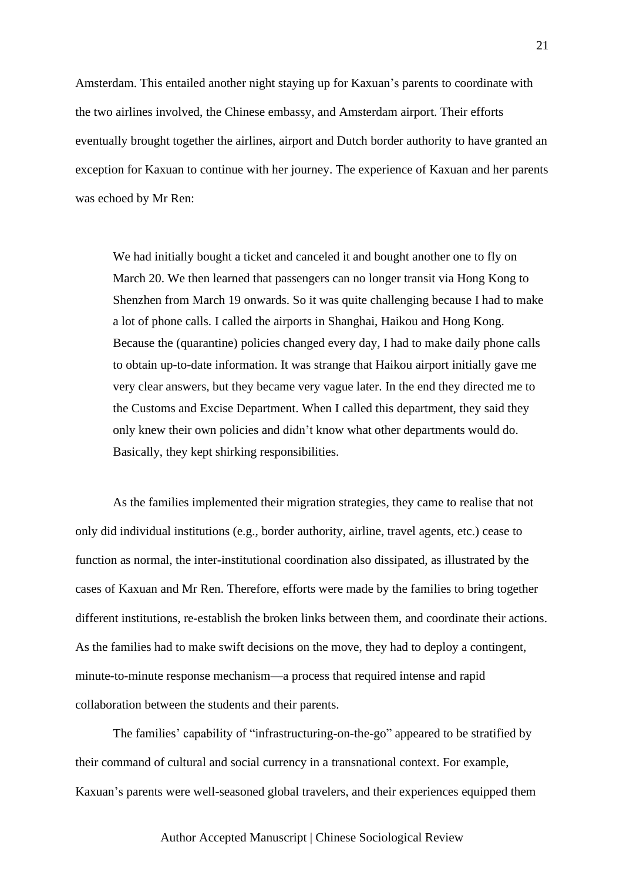Amsterdam. This entailed another night staying up for Kaxuan's parents to coordinate with the two airlines involved, the Chinese embassy, and Amsterdam airport. Their efforts eventually brought together the airlines, airport and Dutch border authority to have granted an exception for Kaxuan to continue with her journey. The experience of Kaxuan and her parents was echoed by Mr Ren:

> We had initially bought a ticket and canceled it and bought another one to fly on March 20. We then learned that passengers can no longer transit via Hong Kong to Shenzhen from March 19 onwards. So it was quite challenging because I had to make a lot of phone calls. I called the airports in Shanghai, Haikou and Hong Kong. Because the (quarantine) policies changed every day, I had to make daily phone calls to obtain up-to-date information. It was strange that Haikou airport initially gave me very clear answers, but they became very vague later. In the end they directed me to the Customs and Excise Department. When I called this department, they said they only knew their own policies and didn't know what other departments would do. Basically, they kept shirking responsibilities.

As the families implemented their migration strategies, they came to realise that not only did individual institutions (e.g., border authority, airline, travel agents, etc.) cease to function as normal, the inter-institutional coordination also dissipated, as illustrated by the cases of Kaxuan and Mr Ren. Therefore, efforts were made by the families to bring together different institutions, re-establish the broken links between them, and coordinate their actions. As the families had to make swift decisions on the move, they had to deploy a contingent, minute-to-minute response mechanism—a process that required intense and rapid collaboration between the students and their parents.

The families' capability of "infrastructuring-on-the-go" appeared to be stratified by their command of cultural and social currency in a transnational context. For example, Kaxuan's parents were well-seasoned global travelers, and their experiences equipped them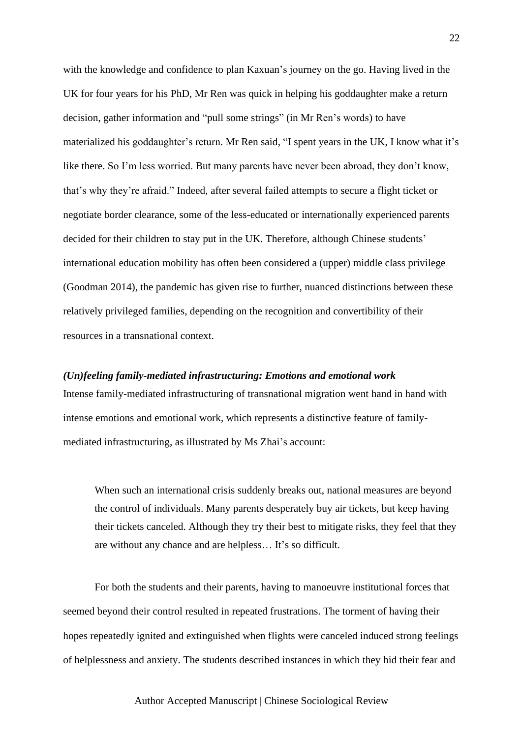with the knowledge and confidence to plan Kaxuan's journey on the go. Having lived in the UK for four years for his PhD, Mr Ren was quick in helping his goddaughter make a return decision, gather information and "pull some strings" (in Mr Ren's words) to have materialized his goddaughter's return. Mr Ren said, "I spent years in the UK, I know what it's like there. So I'm less worried. But many parents have never been abroad, they don't know, that's why they're afraid." Indeed, after several failed attempts to secure a flight ticket or negotiate border clearance, some of the less-educated or internationally experienced parents decided for their children to stay put in the UK. Therefore, although Chinese students' international education mobility has often been considered a (upper) middle class privilege (Goodman 2014), the pandemic has given rise to further, nuanced distinctions between these relatively privileged families, depending on the recognition and convertibility of their resources in a transnational context.

***(Un)feeling family-mediated infrastructuring: Emotions and emotional work***

Intense family-mediated infrastructuring of transnational migration went hand in hand with intense emotions and emotional work, which represents a distinctive feature of family-mediated infrastructuring, as illustrated by Ms Zhai's account:

> When such an international crisis suddenly breaks out, national measures are beyond the control of individuals. Many parents desperately buy air tickets, but keep having their tickets canceled. Although they try their best to mitigate risks, they feel that they are without any chance and are helpless… It's so difficult.

For both the students and their parents, having to manoeuvre institutional forces that seemed beyond their control resulted in repeated frustrations. The torment of having their hopes repeatedly ignited and extinguished when flights were canceled induced strong feelings of helplessness and anxiety. The students described instances in which they hid their fear and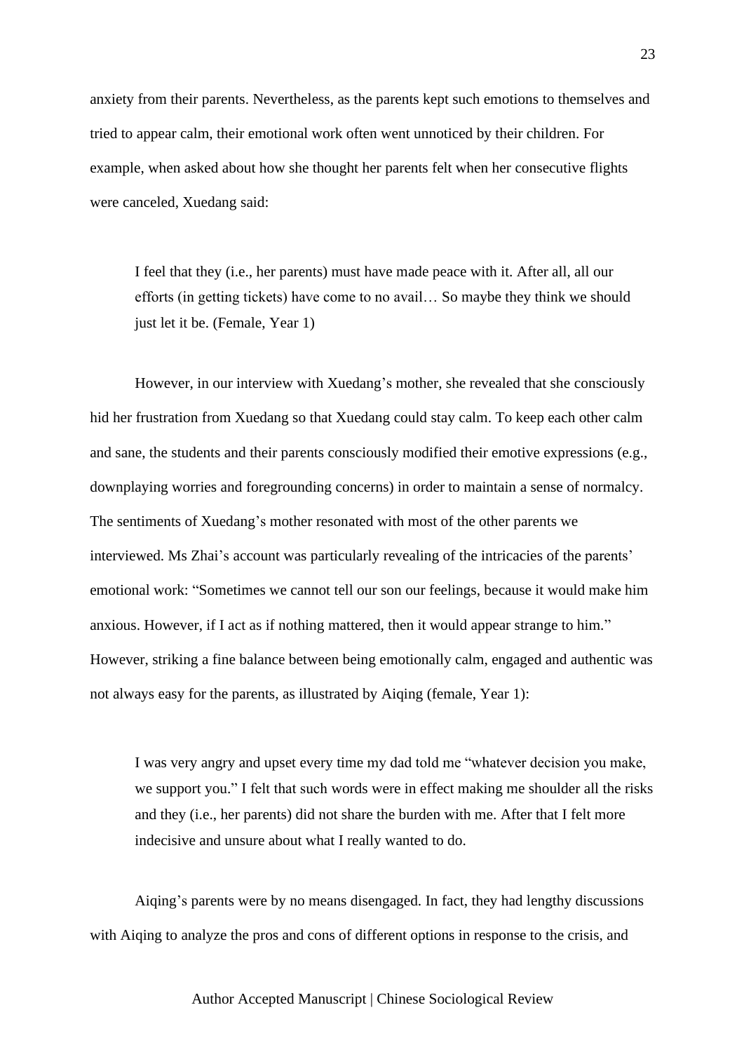anxiety from their parents. Nevertheless, as the parents kept such emotions to themselves and tried to appear calm, their emotional work often went unnoticed by their children. For example, when asked about how she thought her parents felt when her consecutive flights were canceled, Xuedang said:

> I feel that they (i.e., her parents) must have made peace with it. After all, all our efforts (in getting tickets) have come to no avail… So maybe they think we should just let it be. (Female, Year 1)

However, in our interview with Xuedang's mother, she revealed that she consciously hid her frustration from Xuedang so that Xuedang could stay calm. To keep each other calm and sane, the students and their parents consciously modified their emotive expressions (e.g., downplaying worries and foregrounding concerns) in order to maintain a sense of normalcy. The sentiments of Xuedang's mother resonated with most of the other parents we interviewed. Ms Zhai's account was particularly revealing of the intricacies of the parents' emotional work: "Sometimes we cannot tell our son our feelings, because it would make him anxious. However, if I act as if nothing mattered, then it would appear strange to him." However, striking a fine balance between being emotionally calm, engaged and authentic was not always easy for the parents, as illustrated by Aiqing (female, Year 1):

> I was very angry and upset every time my dad told me "whatever decision you make, we support you." I felt that such words were in effect making me shoulder all the risks and they (i.e., her parents) did not share the burden with me. After that I felt more indecisive and unsure about what I really wanted to do.

Aiqing's parents were by no means disengaged. In fact, they had lengthy discussions with Aiqing to analyze the pros and cons of different options in response to the crisis, and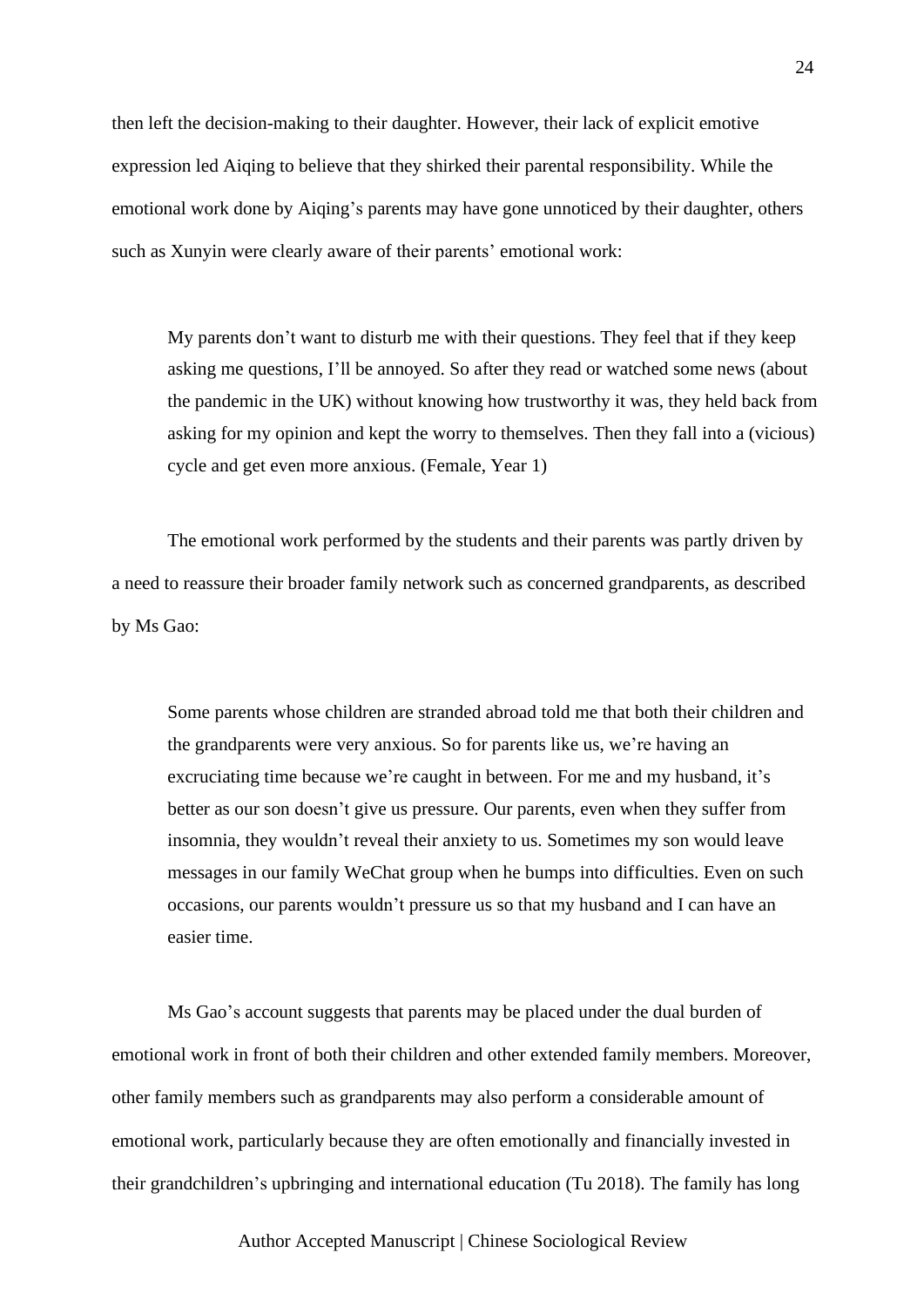then left the decision-making to their daughter. However, their lack of explicit emotive expression led Aiqing to believe that they shirked their parental responsibility. While the emotional work done by Aiqing's parents may have gone unnoticed by their daughter, others such as Xunyin were clearly aware of their parents' emotional work:

> My parents don't want to disturb me with their questions. They feel that if they keep asking me questions, I'll be annoyed. So after they read or watched some news (about the pandemic in the UK) without knowing how trustworthy it was, they held back from asking for my opinion and kept the worry to themselves. Then they fall into a (vicious) cycle and get even more anxious. (Female, Year 1)

The emotional work performed by the students and their parents was partly driven by a need to reassure their broader family network such as concerned grandparents, as described by Ms Gao:

> Some parents whose children are stranded abroad told me that both their children and the grandparents were very anxious. So for parents like us, we're having an excruciating time because we're caught in between. For me and my husband, it's better as our son doesn't give us pressure. Our parents, even when they suffer from insomnia, they wouldn't reveal their anxiety to us. Sometimes my son would leave messages in our family WeChat group when he bumps into difficulties. Even on such occasions, our parents wouldn't pressure us so that my husband and I can have an easier time.

Ms Gao's account suggests that parents may be placed under the dual burden of emotional work in front of both their children and other extended family members. Moreover, other family members such as grandparents may also perform a considerable amount of emotional work, particularly because they are often emotionally and financially invested in their grandchildren's upbringing and international education (Tu 2018). The family has long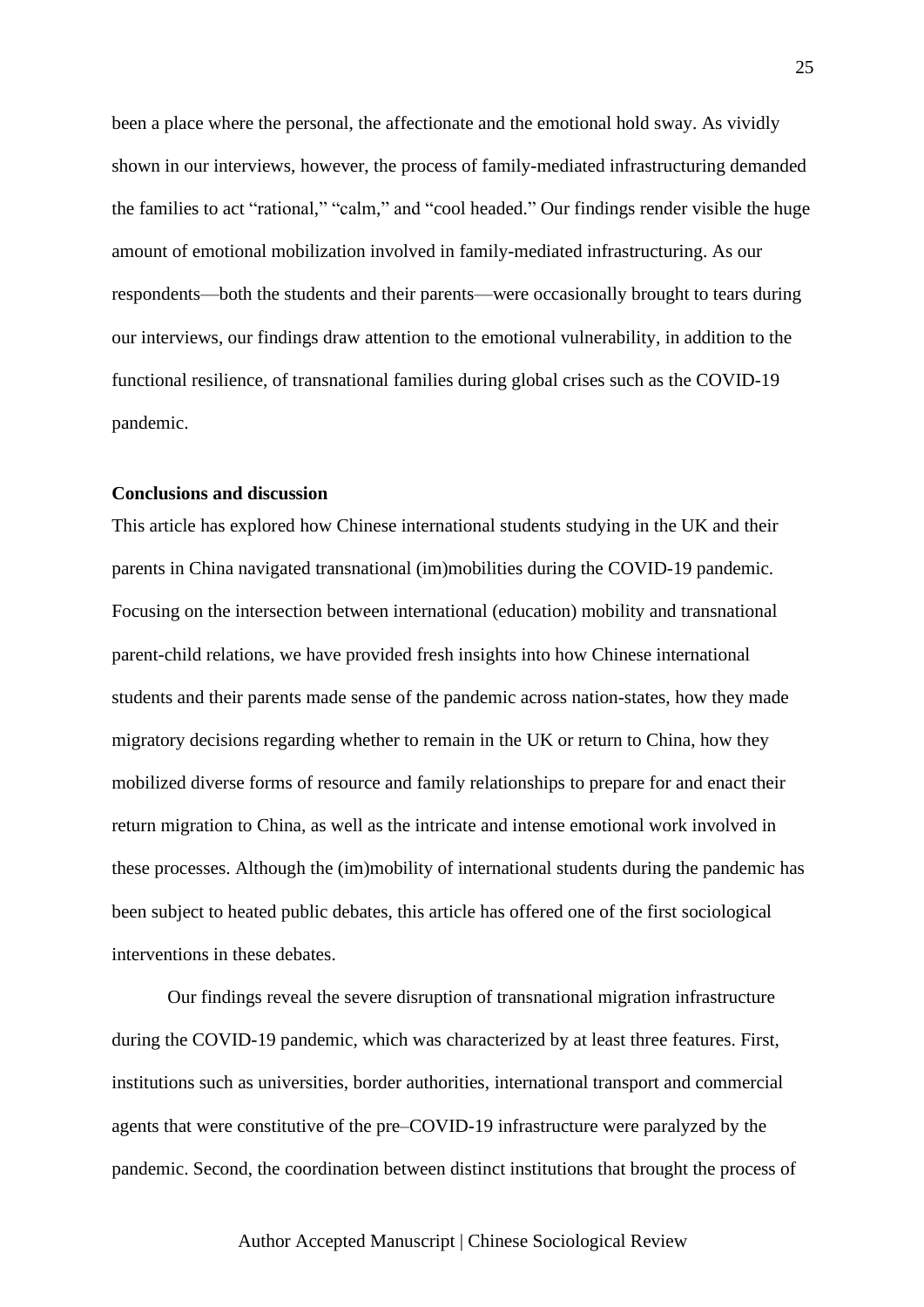been a place where the personal, the affectionate and the emotional hold sway. As vividly shown in our interviews, however, the process of family-mediated infrastructuring demanded the families to act "rational," "calm," and "cool headed." Our findings render visible the huge amount of emotional mobilization involved in family-mediated infrastructuring. As our respondents—both the students and their parents—were occasionally brought to tears during our interviews, our findings draw attention to the emotional vulnerability, in addition to the functional resilience, of transnational families during global crises such as the COVID-19 pandemic.

## Conclusions and discussion

This article has explored how Chinese international students studying in the UK and their parents in China navigated transnational (im)mobilities during the COVID-19 pandemic. Focusing on the intersection between international (education) mobility and transnational parent-child relations, we have provided fresh insights into how Chinese international students and their parents made sense of the pandemic across nation-states, how they made migratory decisions regarding whether to remain in the UK or return to China, how they mobilized diverse forms of resource and family relationships to prepare for and enact their return migration to China, as well as the intricate and intense emotional work involved in these processes. Although the (im)mobility of international students during the pandemic has been subject to heated public debates, this article has offered one of the first sociological interventions in these debates.

Our findings reveal the severe disruption of transnational migration infrastructure during the COVID-19 pandemic, which was characterized by at least three features. First, institutions such as universities, border authorities, international transport and commercial agents that were constitutive of the pre–COVID-19 infrastructure were paralyzed by the pandemic. Second, the coordination between distinct institutions that brought the process of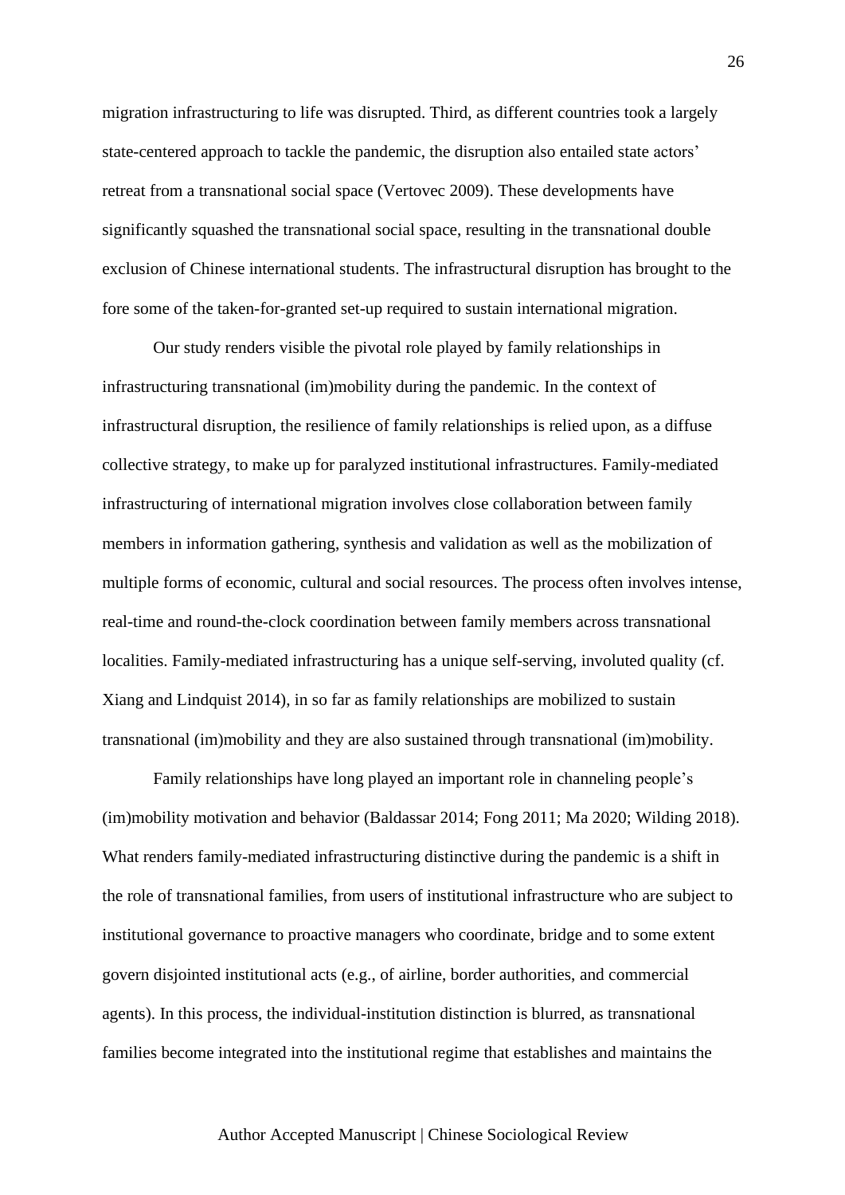migration infrastructuring to life was disrupted. Third, as different countries took a largely state-centered approach to tackle the pandemic, the disruption also entailed state actors' retreat from a transnational social space (Vertovec 2009). These developments have significantly squashed the transnational social space, resulting in the transnational double exclusion of Chinese international students. The infrastructural disruption has brought to the fore some of the taken-for-granted set-up required to sustain international migration.

Our study renders visible the pivotal role played by family relationships in infrastructuring transnational (im)mobility during the pandemic. In the context of infrastructural disruption, the resilience of family relationships is relied upon, as a diffuse collective strategy, to make up for paralyzed institutional infrastructures. Family-mediated infrastructuring of international migration involves close collaboration between family members in information gathering, synthesis and validation as well as the mobilization of multiple forms of economic, cultural and social resources. The process often involves intense, real-time and round-the-clock coordination between family members across transnational localities. Family-mediated infrastructuring has a unique self-serving, involuted quality (cf. Xiang and Lindquist 2014), in so far as family relationships are mobilized to sustain transnational (im)mobility and they are also sustained through transnational (im)mobility.

Family relationships have long played an important role in channeling people's (im)mobility motivation and behavior (Baldassar 2014; Fong 2011; Ma 2020; Wilding 2018). What renders family-mediated infrastructuring distinctive during the pandemic is a shift in the role of transnational families, from users of institutional infrastructure who are subject to institutional governance to proactive managers who coordinate, bridge and to some extent govern disjointed institutional acts (e.g., of airline, border authorities, and commercial agents). In this process, the individual-institution distinction is blurred, as transnational families become integrated into the institutional regime that establishes and maintains the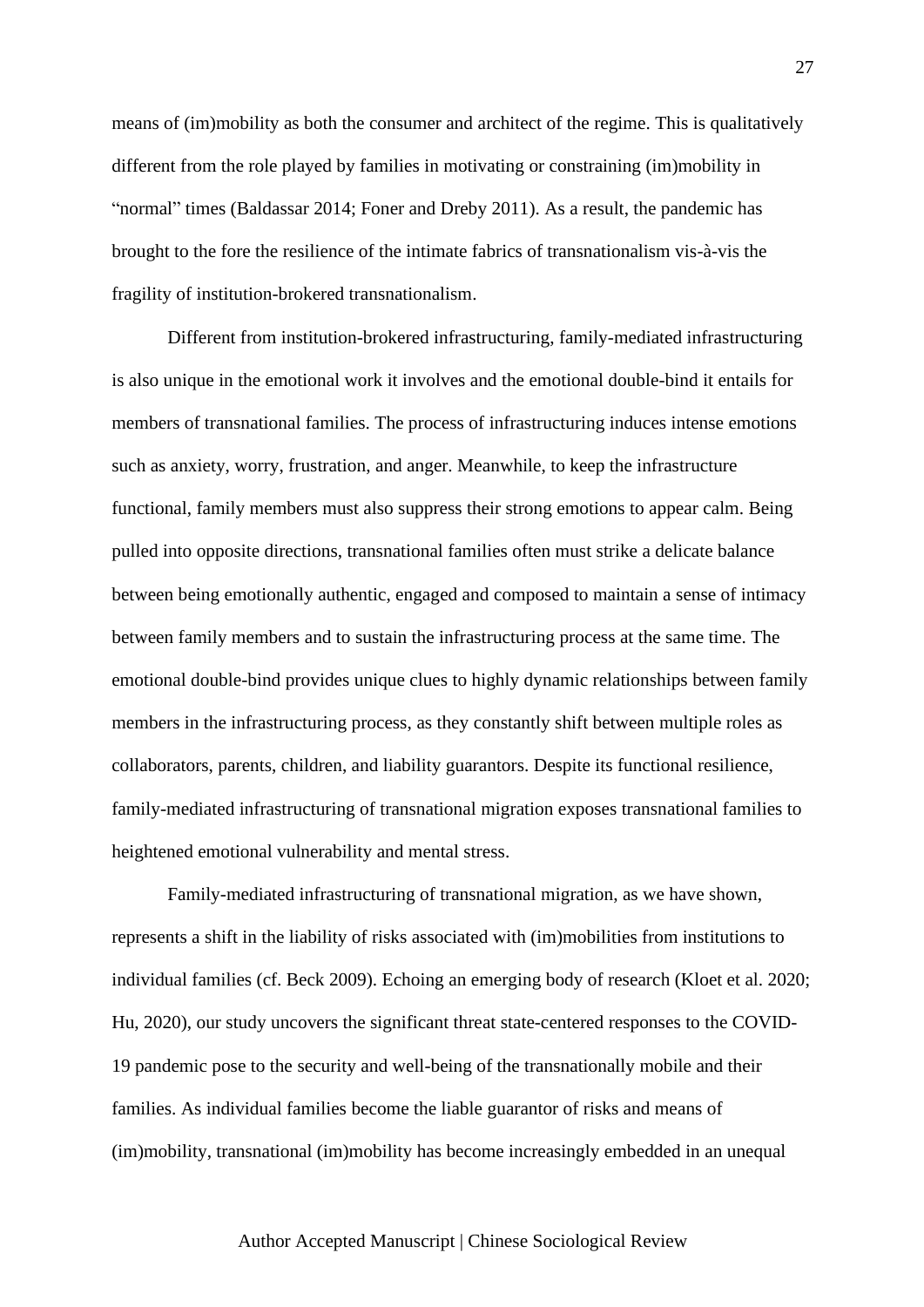means of (im)mobility as both the consumer and architect of the regime. This is qualitatively different from the role played by families in motivating or constraining (im)mobility in "normal" times (Baldassar 2014; Foner and Dreby 2011). As a result, the pandemic has brought to the fore the resilience of the intimate fabrics of transnationalism vis-à-vis the fragility of institution-brokered transnationalism.

Different from institution-brokered infrastructuring, family-mediated infrastructuring is also unique in the emotional work it involves and the emotional double-bind it entails for members of transnational families. The process of infrastructuring induces intense emotions such as anxiety, worry, frustration, and anger. Meanwhile, to keep the infrastructure functional, family members must also suppress their strong emotions to appear calm. Being pulled into opposite directions, transnational families often must strike a delicate balance between being emotionally authentic, engaged and composed to maintain a sense of intimacy between family members and to sustain the infrastructuring process at the same time. The emotional double-bind provides unique clues to highly dynamic relationships between family members in the infrastructuring process, as they constantly shift between multiple roles as collaborators, parents, children, and liability guarantors. Despite its functional resilience, family-mediated infrastructuring of transnational migration exposes transnational families to heightened emotional vulnerability and mental stress.

Family-mediated infrastructuring of transnational migration, as we have shown, represents a shift in the liability of risks associated with (im)mobilities from institutions to individual families (cf. Beck 2009). Echoing an emerging body of research (Kloet et al. 2020; Hu, 2020), our study uncovers the significant threat state-centered responses to the COVID-19 pandemic pose to the security and well-being of the transnationally mobile and their families. As individual families become the liable guarantor of risks and means of (im)mobility, transnational (im)mobility has become increasingly embedded in an unequal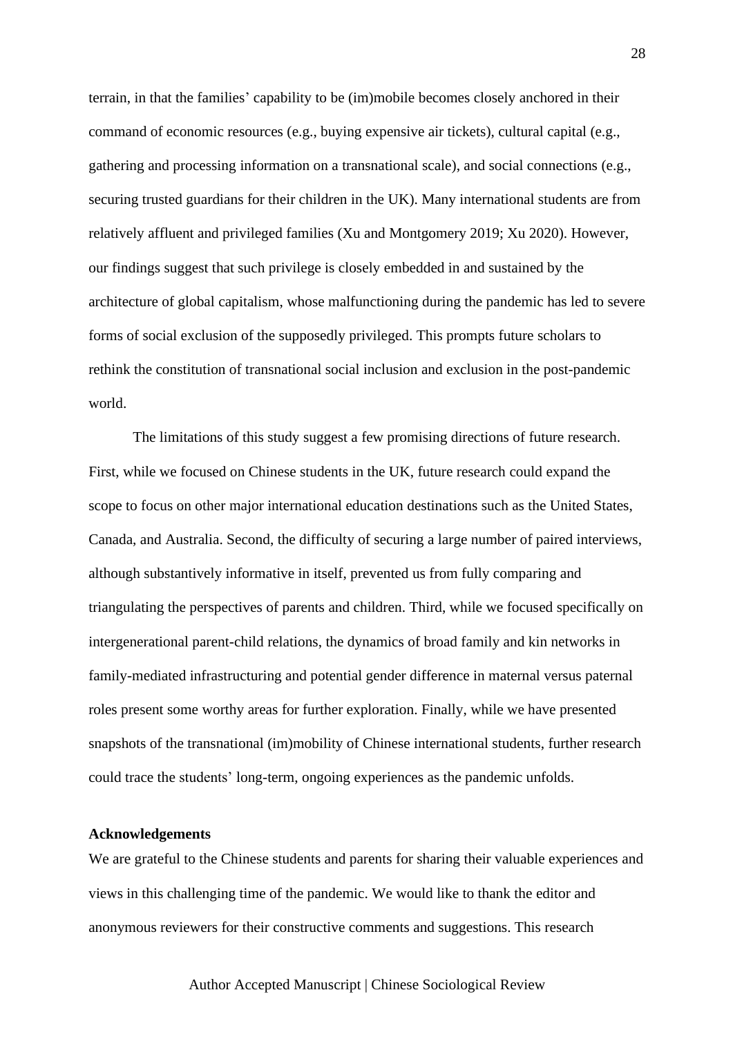terrain, in that the families' capability to be (im)mobile becomes closely anchored in their command of economic resources (e.g., buying expensive air tickets), cultural capital (e.g., gathering and processing information on a transnational scale), and social connections (e.g., securing trusted guardians for their children in the UK). Many international students are from relatively affluent and privileged families (Xu and Montgomery 2019; Xu 2020). However, our findings suggest that such privilege is closely embedded in and sustained by the architecture of global capitalism, whose malfunctioning during the pandemic has led to severe forms of social exclusion of the supposedly privileged. This prompts future scholars to rethink the constitution of transnational social inclusion and exclusion in the post-pandemic world.

The limitations of this study suggest a few promising directions of future research. First, while we focused on Chinese students in the UK, future research could expand the scope to focus on other major international education destinations such as the United States, Canada, and Australia. Second, the difficulty of securing a large number of paired interviews, although substantively informative in itself, prevented us from fully comparing and triangulating the perspectives of parents and children. Third, while we focused specifically on intergenerational parent-child relations, the dynamics of broad family and kin networks in family-mediated infrastructuring and potential gender difference in maternal versus paternal roles present some worthy areas for further exploration. Finally, while we have presented snapshots of the transnational (im)mobility of Chinese international students, further research could trace the students' long-term, ongoing experiences as the pandemic unfolds.

**Acknowledgements**

We are grateful to the Chinese students and parents for sharing their valuable experiences and views in this challenging time of the pandemic. We would like to thank the editor and anonymous reviewers for their constructive comments and suggestions. This research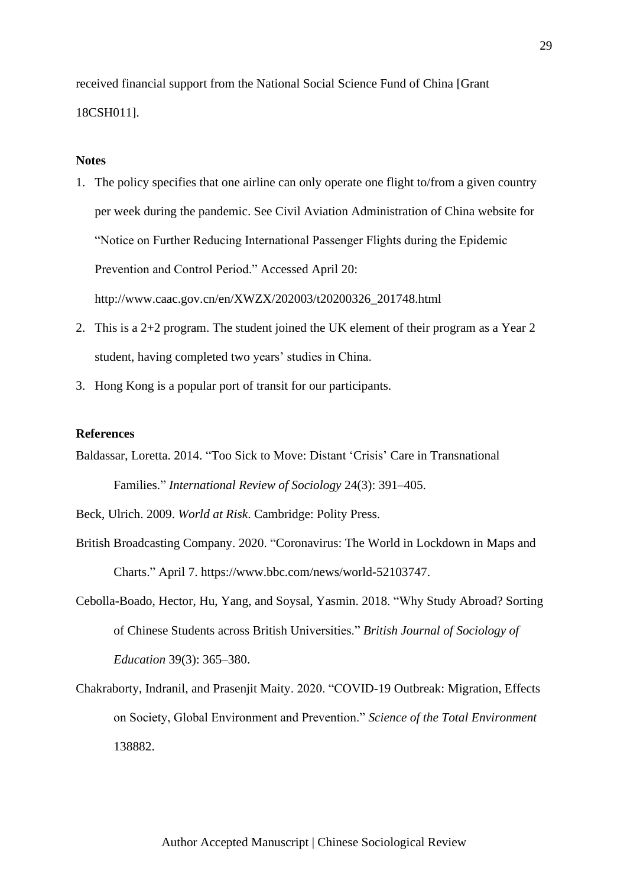received financial support from the National Social Science Fund of China [Grant 18CSH011].

**Notes**

1. The policy specifies that one airline can only operate one flight to/from a given country per week during the pandemic. See Civil Aviation Administration of China website for "Notice on Further Reducing International Passenger Flights during the Epidemic Prevention and Control Period." Accessed April 20: http://www.caac.gov.cn/en/XWZX/202003/t20200326_201748.html
2. This is a 2+2 program. The student joined the UK element of their program as a Year 2 student, having completed two years' studies in China.
3. Hong Kong is a popular port of transit for our participants.

**References**

Baldassar, Loretta. 2014. "Too Sick to Move: Distant 'Crisis' Care in Transnational Families." *International Review of Sociology* 24(3): 391–405.

Beck, Ulrich. 2009. *World at Risk*. Cambridge: Polity Press.

British Broadcasting Company. 2020. "Coronavirus: The World in Lockdown in Maps and Charts." April 7. https://www.bbc.com/news/world-52103747.

Cebolla-Boado, Hector, Hu, Yang, and Soysal, Yasmin. 2018. "Why Study Abroad? Sorting of Chinese Students across British Universities." *British Journal of Sociology of Education* 39(3): 365–380.

Chakraborty, Indranil, and Prasenjit Maity. 2020. "COVID-19 Outbreak: Migration, Effects on Society, Global Environment and Prevention." *Science of the Total Environment* 138882.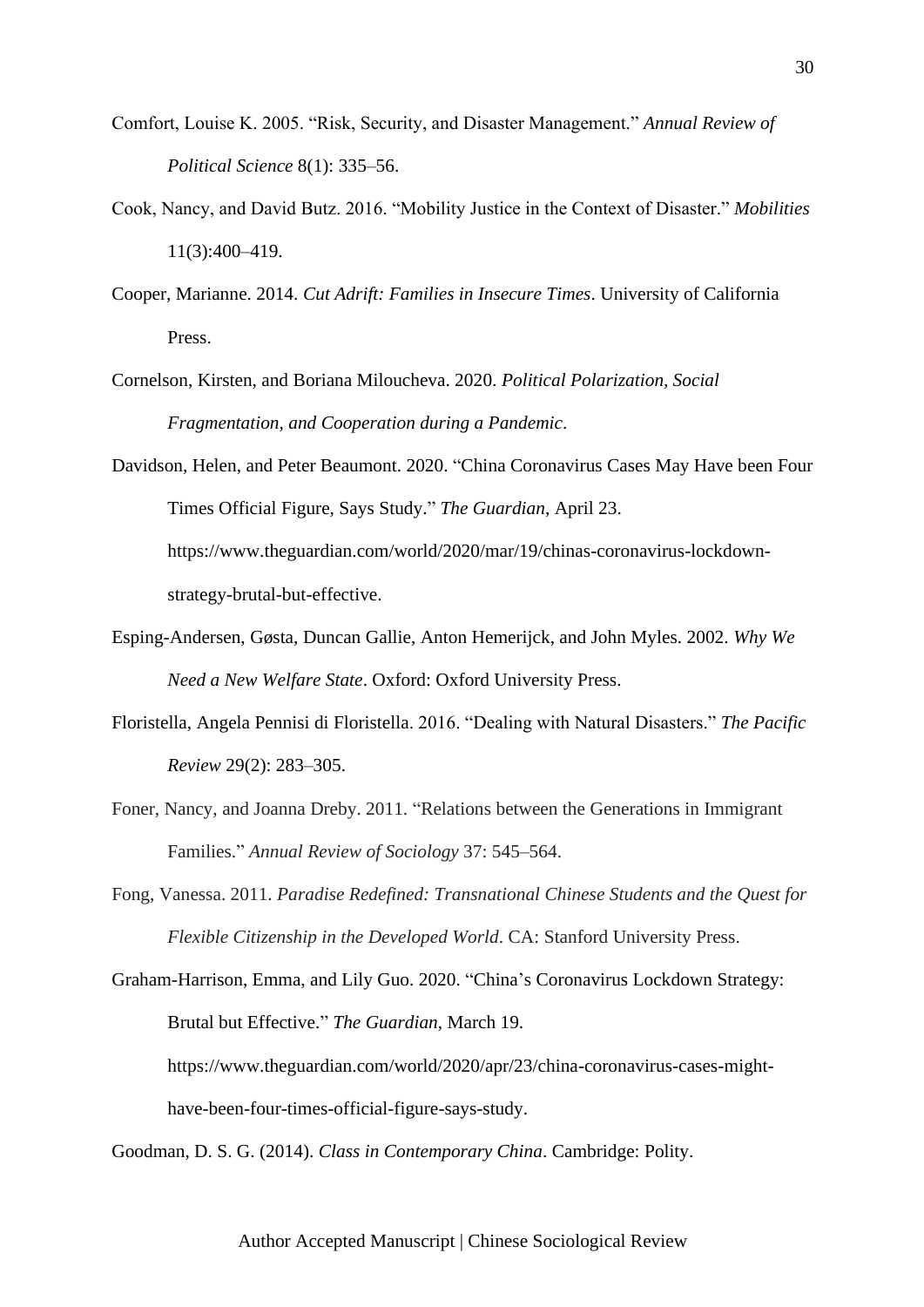Comfort, Louise K. 2005. "Risk, Security, and Disaster Management." *Annual Review of Political Science* 8(1): 335–56.

Cook, Nancy, and David Butz. 2016. "Mobility Justice in the Context of Disaster." *Mobilities* 11(3):400–419.

Cooper, Marianne. 2014. *Cut Adrift: Families in Insecure Times*. University of California Press.

Cornelson, Kirsten, and Boriana Miloucheva. 2020. *Political Polarization, Social Fragmentation, and Cooperation during a Pandemic*.

Davidson, Helen, and Peter Beaumont. 2020. "China Coronavirus Cases May Have been Four Times Official Figure, Says Study." *The Guardian*, April 23. https://www.theguardian.com/world/2020/mar/19/chinas-coronavirus-lockdown-strategy-brutal-but-effective.

Esping-Andersen, Gøsta, Duncan Gallie, Anton Hemerijck, and John Myles. 2002. *Why We Need a New Welfare State*. Oxford: Oxford University Press.

Floristella, Angela Pennisi di Floristella. 2016. "Dealing with Natural Disasters." *The Pacific Review* 29(2): 283–305.

Foner, Nancy, and Joanna Dreby. 2011. "Relations between the Generations in Immigrant Families." *Annual Review of Sociology* 37: 545–564.

Fong, Vanessa. 2011. *Paradise Redefined: Transnational Chinese Students and the Quest for Flexible Citizenship in the Developed World*. CA: Stanford University Press.

Graham-Harrison, Emma, and Lily Guo. 2020. "China's Coronavirus Lockdown Strategy: Brutal but Effective." *The Guardian*, March 19. https://www.theguardian.com/world/2020/apr/23/china-coronavirus-cases-might-have-been-four-times-official-figure-says-study.

Goodman, D. S. G. (2014). *Class in Contemporary China*. Cambridge: Polity.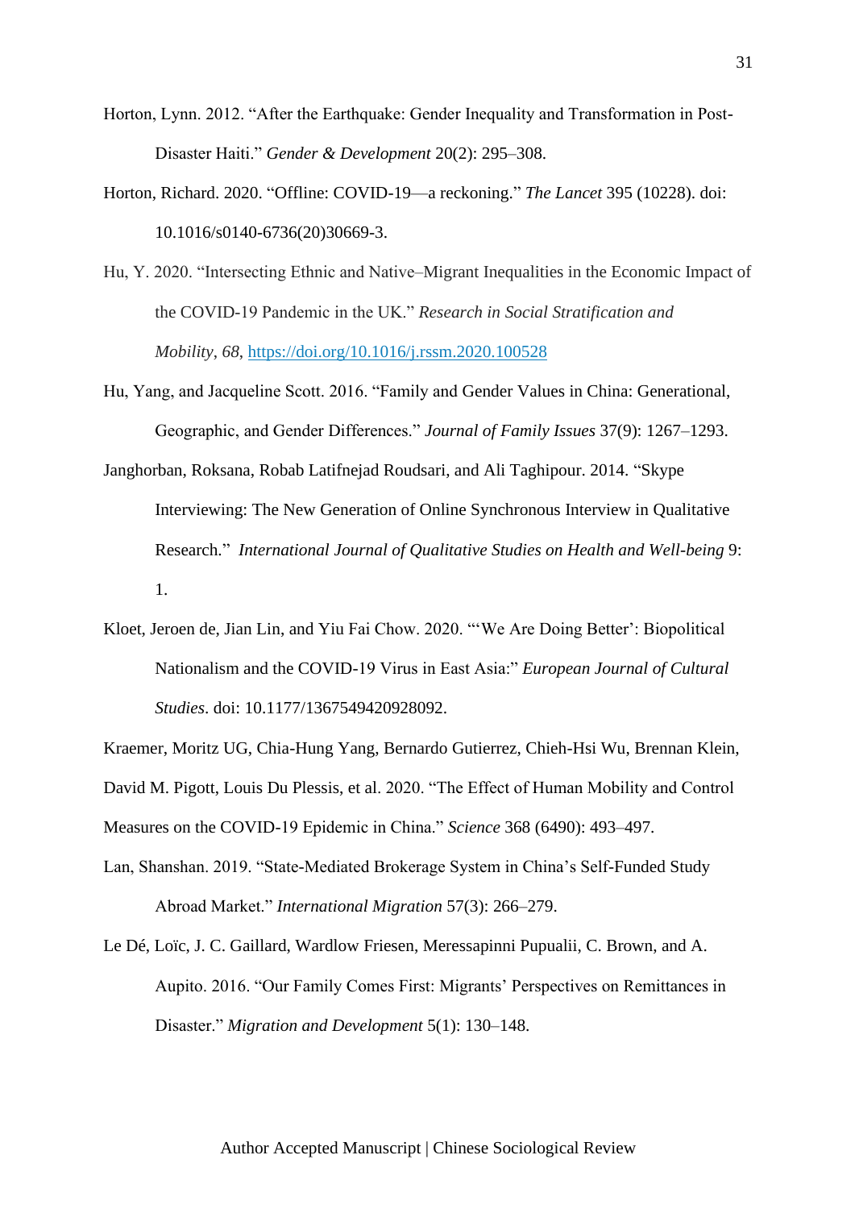Horton, Lynn. 2012. "After the Earthquake: Gender Inequality and Transformation in Post-Disaster Haiti." *Gender & Development* 20(2): 295–308.

Horton, Richard. 2020. "Offline: COVID-19—a reckoning." *The Lancet* 395 (10228). doi: 10.1016/s0140-6736(20)30669-3.

Hu, Y. 2020. "Intersecting Ethnic and Native–Migrant Inequalities in the Economic Impact of the COVID-19 Pandemic in the UK." *Research in Social Stratification and Mobility*, *68*, https://doi.org/10.1016/j.rssm.2020.100528

Hu, Yang, and Jacqueline Scott. 2016. "Family and Gender Values in China: Generational, Geographic, and Gender Differences." *Journal of Family Issues* 37(9): 1267–1293.

Janghorban, Roksana, Robab Latifnejad Roudsari, and Ali Taghipour. 2014. "Skype Interviewing: The New Generation of Online Synchronous Interview in Qualitative Research." *International Journal of Qualitative Studies on Health and Well-being* 9: 1.

Kloet, Jeroen de, Jian Lin, and Yiu Fai Chow. 2020. "'We Are Doing Better': Biopolitical Nationalism and the COVID-19 Virus in East Asia:" *European Journal of Cultural Studies*. doi: 10.1177/1367549420928092.

Kraemer, Moritz UG, Chia-Hung Yang, Bernardo Gutierrez, Chieh-Hsi Wu, Brennan Klein, David M. Pigott, Louis Du Plessis, et al. 2020. "The Effect of Human Mobility and Control Measures on the COVID-19 Epidemic in China." *Science* 368 (6490): 493–497.

Lan, Shanshan. 2019. "State-Mediated Brokerage System in China's Self-Funded Study Abroad Market." *International Migration* 57(3): 266–279.

Le Dé, Loïc, J. C. Gaillard, Wardlow Friesen, Meressapinni Pupualii, C. Brown, and A. Aupito. 2016. "Our Family Comes First: Migrants' Perspectives on Remittances in Disaster." *Migration and Development* 5(1): 130–148.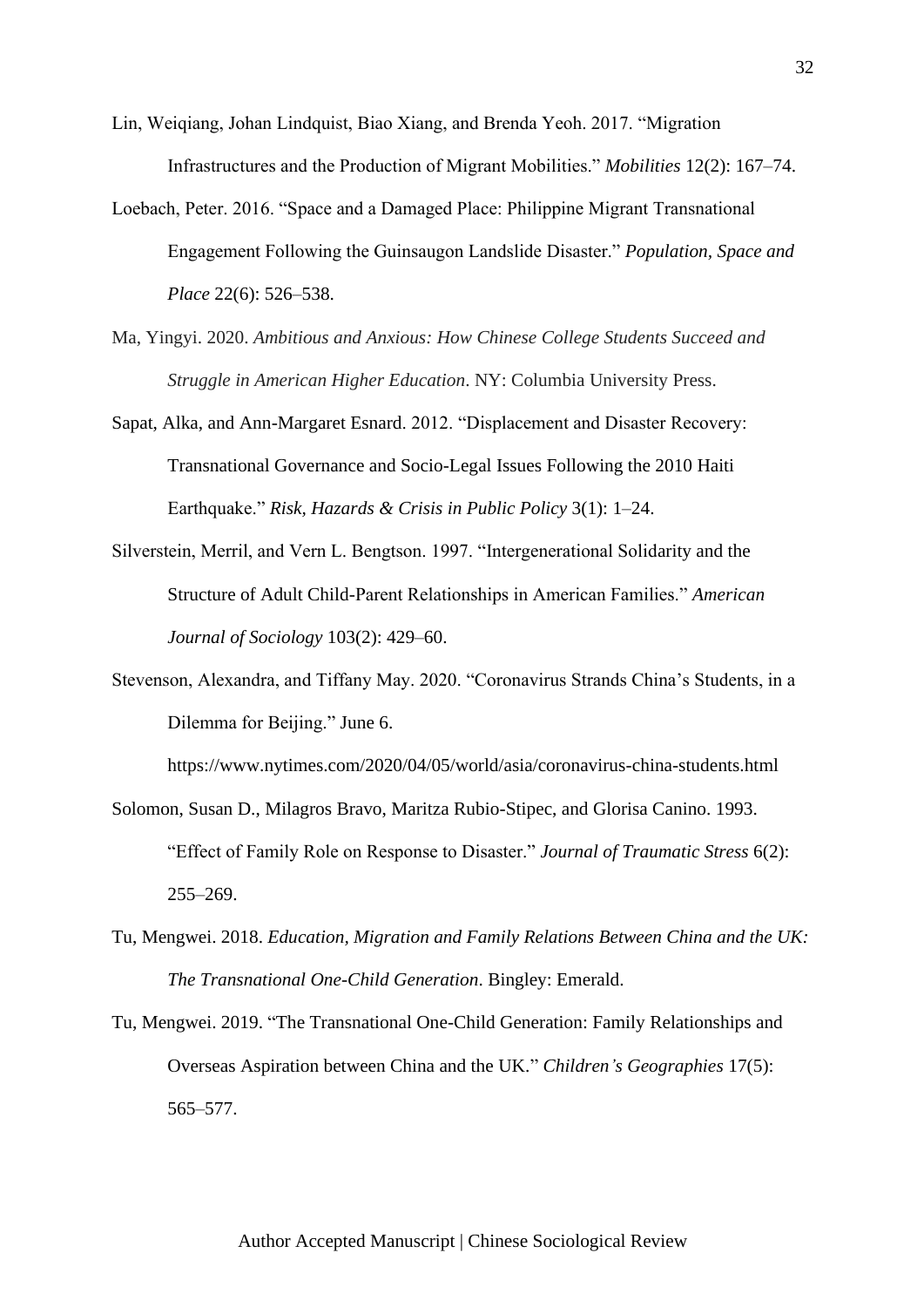Lin, Weiqiang, Johan Lindquist, Biao Xiang, and Brenda Yeoh. 2017. "Migration Infrastructures and the Production of Migrant Mobilities." *Mobilities* 12(2): 167–74.

Loebach, Peter. 2016. "Space and a Damaged Place: Philippine Migrant Transnational Engagement Following the Guinsaugon Landslide Disaster." *Population, Space and Place* 22(6): 526–538.

Ma, Yingyi. 2020. *Ambitious and Anxious: How Chinese College Students Succeed and Struggle in American Higher Education*. NY: Columbia University Press.

Sapat, Alka, and Ann-Margaret Esnard. 2012. "Displacement and Disaster Recovery: Transnational Governance and Socio-Legal Issues Following the 2010 Haiti Earthquake." *Risk, Hazards & Crisis in Public Policy* 3(1): 1–24.

Silverstein, Merril, and Vern L. Bengtson. 1997. "Intergenerational Solidarity and the Structure of Adult Child-Parent Relationships in American Families." *American Journal of Sociology* 103(2): 429–60.

Stevenson, Alexandra, and Tiffany May. 2020. "Coronavirus Strands China's Students, in a Dilemma for Beijing." June 6. https://www.nytimes.com/2020/04/05/world/asia/coronavirus-china-students.html

Solomon, Susan D., Milagros Bravo, Maritza Rubio-Stipec, and Glorisa Canino. 1993. "Effect of Family Role on Response to Disaster." *Journal of Traumatic Stress* 6(2): 255–269.

Tu, Mengwei. 2018. *Education, Migration and Family Relations Between China and the UK: The Transnational One-Child Generation*. Bingley: Emerald.

Tu, Mengwei. 2019. "The Transnational One-Child Generation: Family Relationships and Overseas Aspiration between China and the UK." *Children's Geographies* 17(5): 565–577.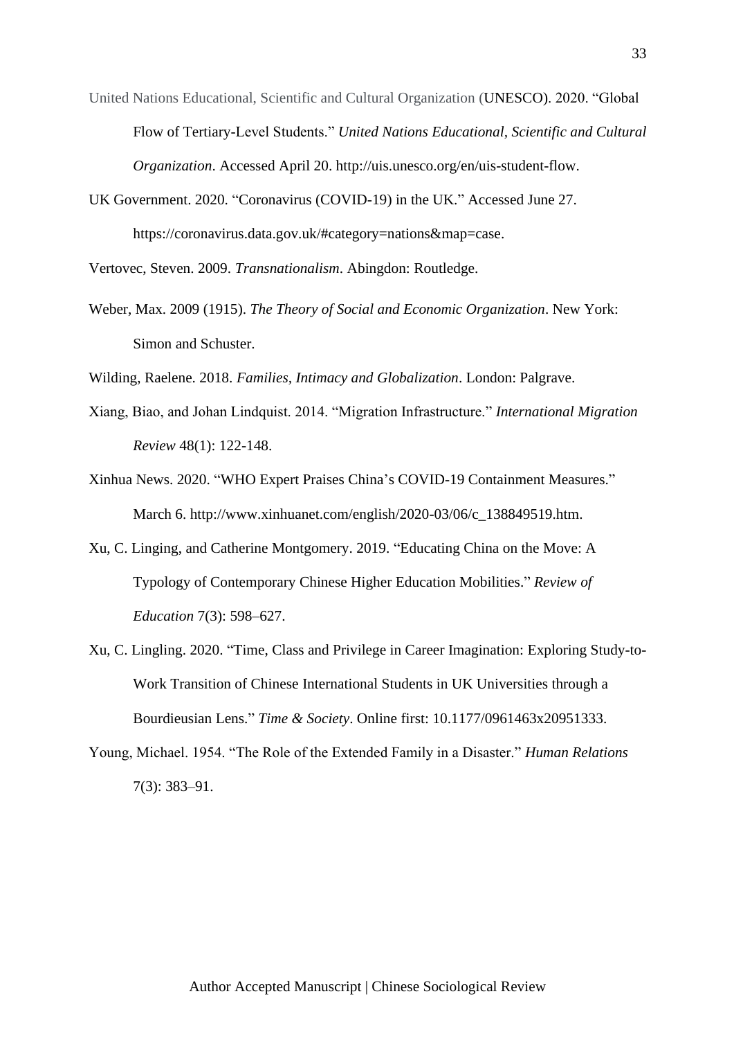United Nations Educational, Scientific and Cultural Organization (UNESCO). 2020. "Global Flow of Tertiary-Level Students." *United Nations Educational, Scientific and Cultural Organization*. Accessed April 20. http://uis.unesco.org/en/uis-student-flow.

UK Government. 2020. "Coronavirus (COVID-19) in the UK." Accessed June 27. https://coronavirus.data.gov.uk/#category=nations&map=case.

Vertovec, Steven. 2009. *Transnationalism*. Abingdon: Routledge.

Weber, Max. 2009 (1915). *The Theory of Social and Economic Organization*. New York: Simon and Schuster.

Wilding, Raelene. 2018. *Families, Intimacy and Globalization*. London: Palgrave.

Xiang, Biao, and Johan Lindquist. 2014. "Migration Infrastructure." *International Migration Review* 48(1): 122-148.

Xinhua News. 2020. "WHO Expert Praises China's COVID-19 Containment Measures." March 6. http://www.xinhuanet.com/english/2020-03/06/c_138849519.htm.

Xu, C. Linging, and Catherine Montgomery. 2019. "Educating China on the Move: A Typology of Contemporary Chinese Higher Education Mobilities." *Review of Education* 7(3): 598–627.

Xu, C. Lingling. 2020. "Time, Class and Privilege in Career Imagination: Exploring Study-to-Work Transition of Chinese International Students in UK Universities through a Bourdieusian Lens." *Time & Society*. Online first: 10.1177/0961463x20951333.

Young, Michael. 1954. "The Role of the Extended Family in a Disaster." *Human Relations* 7(3): 383–91.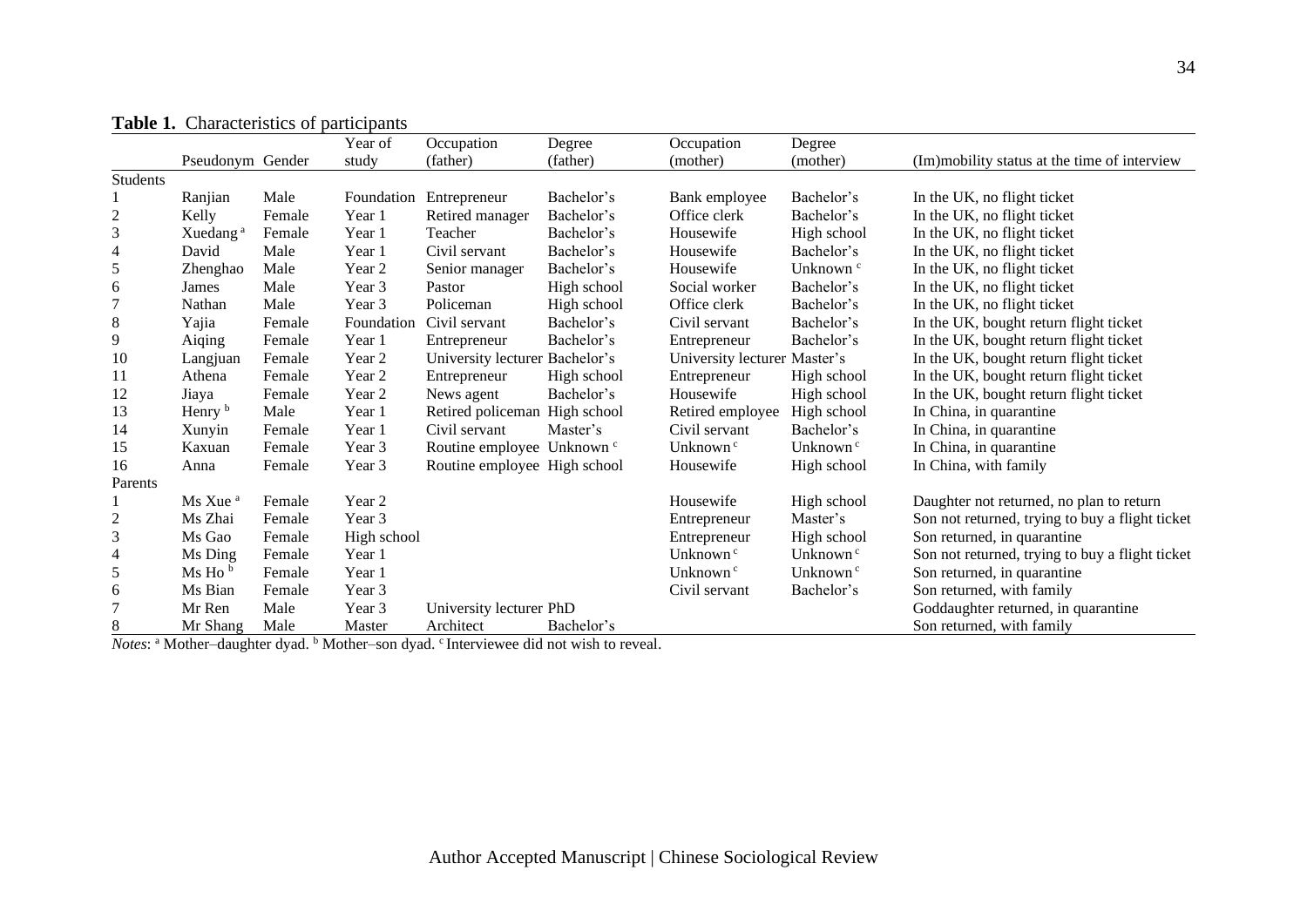**Table 1.** Characteristics of participants

| | Pseudonym | Gender | Year of study | Occupation (father) | Degree (father) | Occupation (mother) | Degree (mother) | (Im)mobility status at the time of interview |
|---|---|---|---|---|---|---|---|---|
| Students | | | | | | | | |
| 1 | Ranjian | Male | Foundation | Entrepreneur | Bachelor's | Bank employee | Bachelor's | In the UK, no flight ticket |
| 2 | Kelly | Female | Year 1 | Retired manager | Bachelor's | Office clerk | Bachelor's | In the UK, no flight ticket |
| 3 | Xuedang [a] | Female | Year 1 | Teacher | Bachelor's | Housewife | High school | In the UK, no flight ticket |
| 4 | David | Male | Year 1 | Civil servant | Bachelor's | Housewife | Bachelor's | In the UK, no flight ticket |
| 5 | Zhenghao | Male | Year 2 | Senior manager | Bachelor's | Housewife | Unknown [c] | In the UK, no flight ticket |
| 6 | James | Male | Year 3 | Pastor | High school | Social worker | Bachelor's | In the UK, no flight ticket |
| 7 | Nathan | Male | Year 3 | Policeman | High school | Office clerk | Bachelor's | In the UK, no flight ticket |
| 8 | Yajia | Female | Foundation | Civil servant | Bachelor's | Civil servant | Bachelor's | In the UK, bought return flight ticket |
| 9 | Aiqing | Female | Year 1 | Entrepreneur | Bachelor's | Entrepreneur | Bachelor's | In the UK, bought return flight ticket |
| 10 | Langjuan | Female | Year 2 | University lecturer | Bachelor's | University lecturer | Master's | In the UK, bought return flight ticket |
| 11 | Athena | Female | Year 2 | Entrepreneur | High school | Entrepreneur | High school | In the UK, bought return flight ticket |
| 12 | Jiaya | Female | Year 2 | News agent | Bachelor's | Housewife | High school | In the UK, bought return flight ticket |
| 13 | Henry [b] | Male | Year 1 | Retired policeman | High school | Retired employee | High school | In China, in quarantine |
| 14 | Xunyin | Female | Year 1 | Civil servant | Master's | Civil servant | Bachelor's | In China, in quarantine |
| 15 | Kaxuan | Female | Year 3 | Routine employee | Unknown [c] | Unknown [c] | Unknown [c] | In China, in quarantine |
| 16 | Anna | Female | Year 3 | Routine employee | High school | Housewife | High school | In China, with family |
| Parents | | | | | | | | |
| 1 | Ms Xue [a] | Female | Year 2 | | | Housewife | High school | Daughter not returned, no plan to return |
| 2 | Ms Zhai | Female | Year 3 | | | Entrepreneur | Master's | Son not returned, trying to buy a flight ticket |
| 3 | Ms Gao | Female | High school | | | Entrepreneur | High school | Son returned, in quarantine |
| 4 | Ms Ding | Female | Year 1 | | | Unknown [c] | Unknown [c] | Son not returned, trying to buy a flight ticket |
| 5 | Ms Ho [b] | Female | Year 1 | | | Unknown [c] | Unknown [c] | Son returned, in quarantine |
| 6 | Ms Bian | Female | Year 3 | | | Civil servant | Bachelor's | Son returned, with family |
| 7 | Mr Ren | Male | Year 3 | University lecturer | PhD | | | Goddaughter returned, in quarantine |
| 8 | Mr Shang | Male | Master | Architect | Bachelor's | | | Son returned, with family |

*Notes*: [a] Mother–daughter dyad. [b] Mother–son dyad. [c] Interviewee did not wish to reveal.